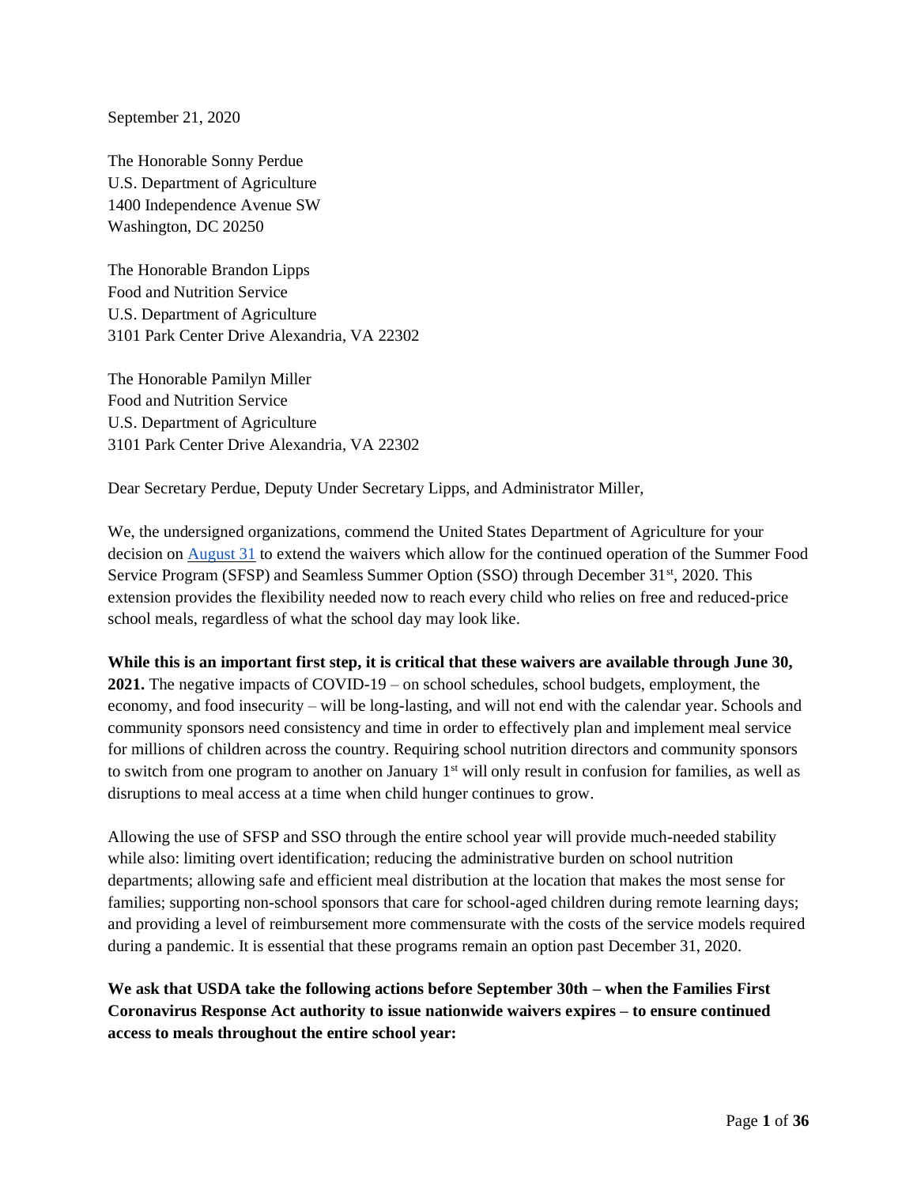September 21, 2020

The Honorable Sonny Perdue
U.S. Department of Agriculture
1400 Independence Avenue SW
Washington, DC 20250

The Honorable Brandon Lipps
Food and Nutrition Service
U.S. Department of Agriculture
3101 Park Center Drive Alexandria, VA 22302

The Honorable Pamilyn Miller
Food and Nutrition Service
U.S. Department of Agriculture
3101 Park Center Drive Alexandria, VA 22302

Dear Secretary Perdue, Deputy Under Secretary Lipps, and Administrator Miller,

We, the undersigned organizations, commend the United States Department of Agriculture for your decision on August 31 to extend the waivers which allow for the continued operation of the Summer Food Service Program (SFSP) and Seamless Summer Option (SSO) through December 31st, 2020. This extension provides the flexibility needed now to reach every child who relies on free and reduced-price school meals, regardless of what the school day may look like.

**While this is an important first step, it is critical that these waivers are available through June 30, 2021.** The negative impacts of COVID-19 – on school schedules, school budgets, employment, the economy, and food insecurity – will be long-lasting, and will not end with the calendar year. Schools and community sponsors need consistency and time in order to effectively plan and implement meal service for millions of children across the country. Requiring school nutrition directors and community sponsors to switch from one program to another on January 1st will only result in confusion for families, as well as disruptions to meal access at a time when child hunger continues to grow.

Allowing the use of SFSP and SSO through the entire school year will provide much-needed stability while also: limiting overt identification; reducing the administrative burden on school nutrition departments; allowing safe and efficient meal distribution at the location that makes the most sense for families; supporting non-school sponsors that care for school-aged children during remote learning days; and providing a level of reimbursement more commensurate with the costs of the service models required during a pandemic. It is essential that these programs remain an option past December 31, 2020.

**We ask that USDA take the following actions before September 30th – when the Families First Coronavirus Response Act authority to issue nationwide waivers expires – to ensure continued access to meals throughout the entire school year:**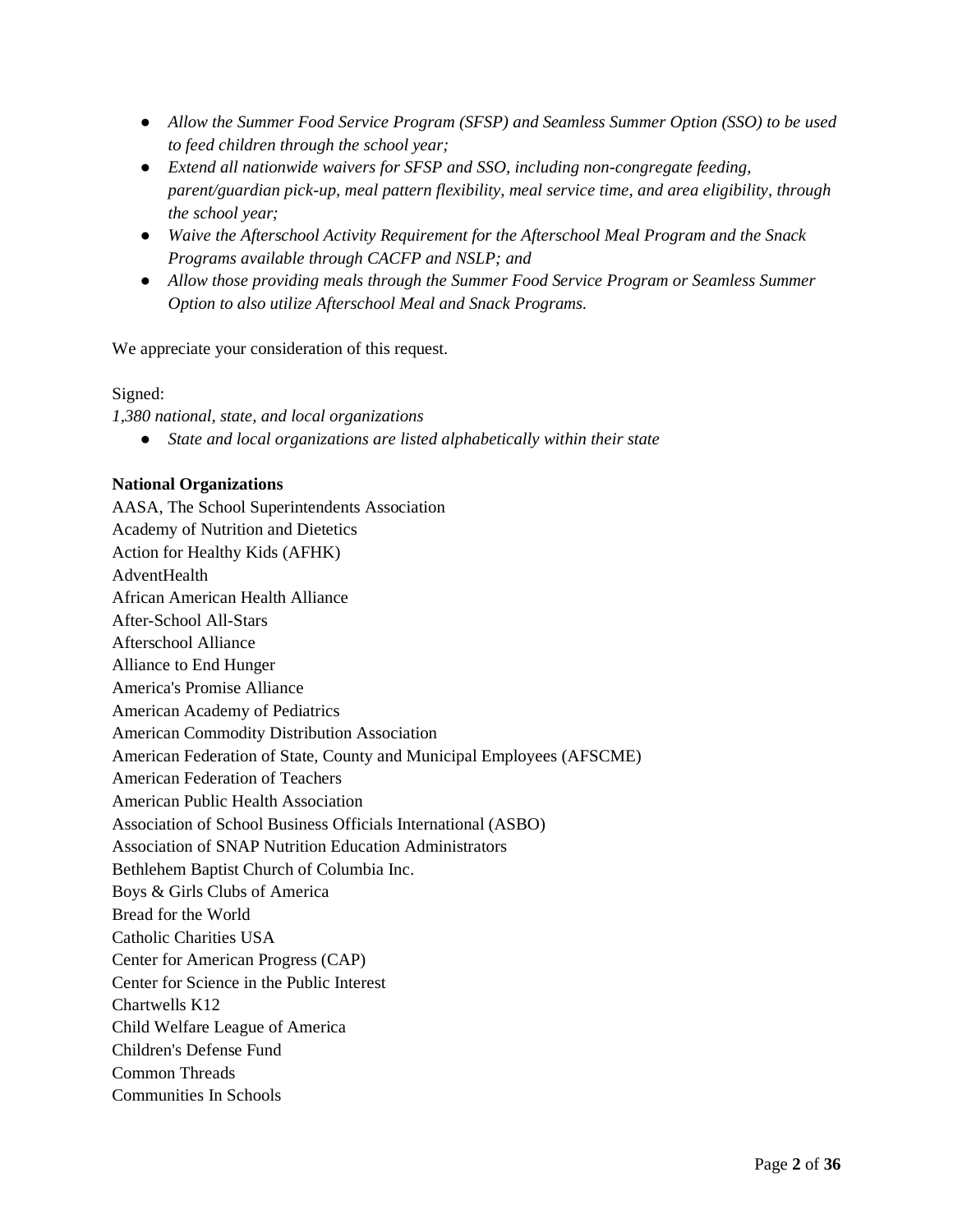- *Allow the Summer Food Service Program (SFSP) and Seamless Summer Option (SSO) to be used to feed children through the school year;*
- *Extend all nationwide waivers for SFSP and SSO, including non-congregate feeding, parent/guardian pick-up, meal pattern flexibility, meal service time, and area eligibility, through the school year;*
- *Waive the Afterschool Activity Requirement for the Afterschool Meal Program and the Snack Programs available through CACFP and NSLP; and*
- *Allow those providing meals through the Summer Food Service Program or Seamless Summer Option to also utilize Afterschool Meal and Snack Programs.*

We appreciate your consideration of this request.

Signed:
*1,380 national, state, and local organizations*

- *State and local organizations are listed alphabetically within their state*

**National Organizations**

AASA, The School Superintendents Association
Academy of Nutrition and Dietetics
Action for Healthy Kids (AFHK)
AdventHealth
African American Health Alliance
After-School All-Stars
Afterschool Alliance
Alliance to End Hunger
America's Promise Alliance
American Academy of Pediatrics
American Commodity Distribution Association
American Federation of State, County and Municipal Employees (AFSCME)
American Federation of Teachers
American Public Health Association
Association of School Business Officials International (ASBO)
Association of SNAP Nutrition Education Administrators
Bethlehem Baptist Church of Columbia Inc.
Boys & Girls Clubs of America
Bread for the World
Catholic Charities USA
Center for American Progress (CAP)
Center for Science in the Public Interest
Chartwells K12
Child Welfare League of America
Children's Defense Fund
Common Threads
Communities In Schools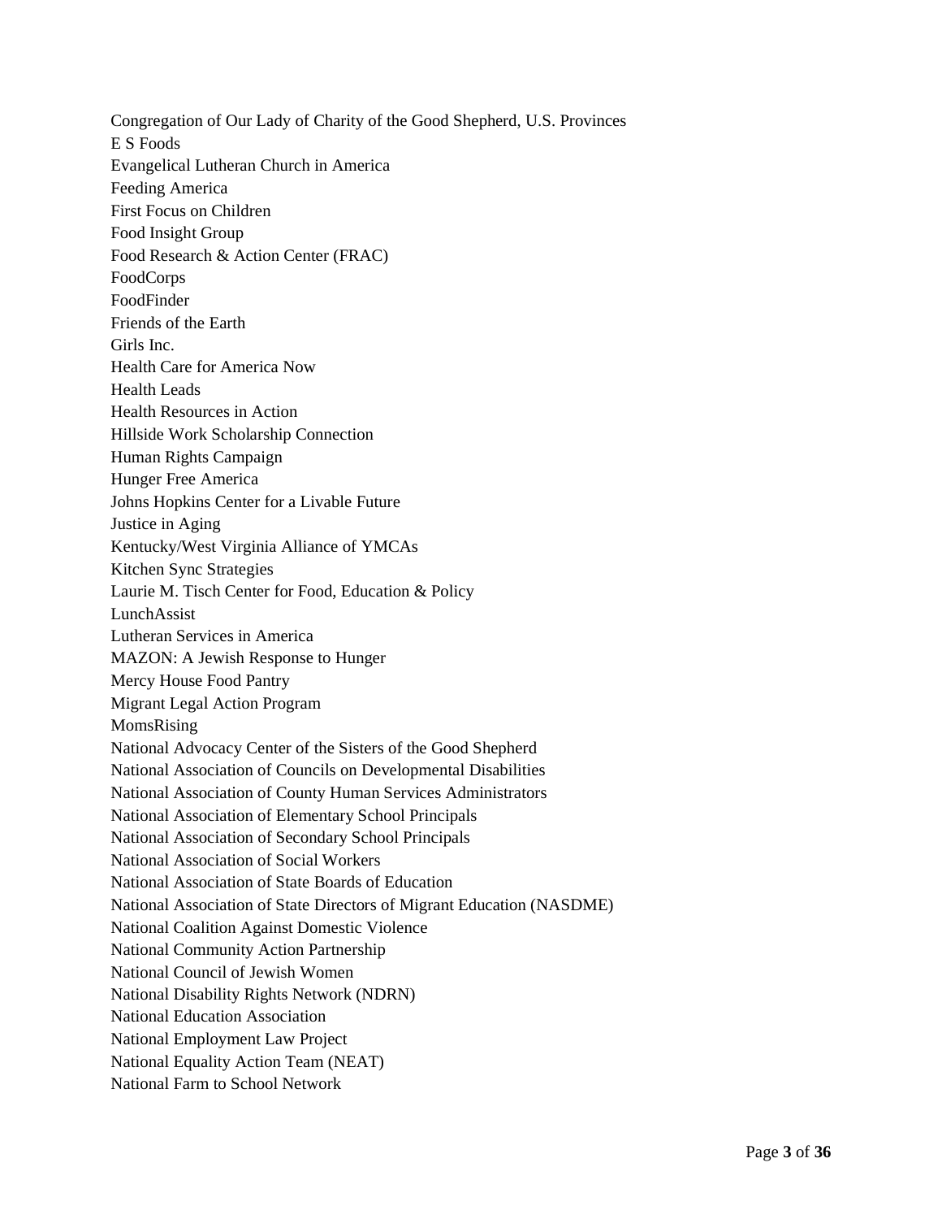Congregation of Our Lady of Charity of the Good Shepherd, U.S. Provinces
E S Foods
Evangelical Lutheran Church in America
Feeding America
First Focus on Children
Food Insight Group
Food Research & Action Center (FRAC)
FoodCorps
FoodFinder
Friends of the Earth
Girls Inc.
Health Care for America Now
Health Leads
Health Resources in Action
Hillside Work Scholarship Connection
Human Rights Campaign
Hunger Free America
Johns Hopkins Center for a Livable Future
Justice in Aging
Kentucky/West Virginia Alliance of YMCAs
Kitchen Sync Strategies
Laurie M. Tisch Center for Food, Education & Policy
LunchAssist
Lutheran Services in America
MAZON: A Jewish Response to Hunger
Mercy House Food Pantry
Migrant Legal Action Program
MomsRising
National Advocacy Center of the Sisters of the Good Shepherd
National Association of Councils on Developmental Disabilities
National Association of County Human Services Administrators
National Association of Elementary School Principals
National Association of Secondary School Principals
National Association of Social Workers
National Association of State Boards of Education
National Association of State Directors of Migrant Education (NASDME)
National Coalition Against Domestic Violence
National Community Action Partnership
National Council of Jewish Women
National Disability Rights Network (NDRN)
National Education Association
National Employment Law Project
National Equality Action Team (NEAT)
National Farm to School Network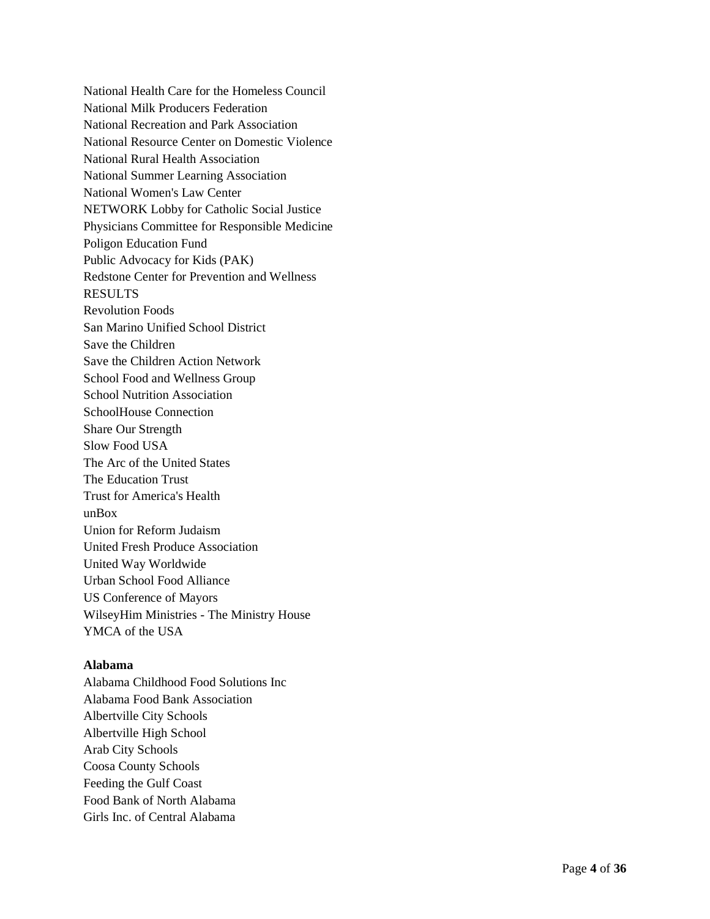National Health Care for the Homeless Council
National Milk Producers Federation
National Recreation and Park Association
National Resource Center on Domestic Violence
National Rural Health Association
National Summer Learning Association
National Women's Law Center
NETWORK Lobby for Catholic Social Justice
Physicians Committee for Responsible Medicine
Poligon Education Fund
Public Advocacy for Kids (PAK)
Redstone Center for Prevention and Wellness
RESULTS
Revolution Foods
San Marino Unified School District
Save the Children
Save the Children Action Network
School Food and Wellness Group
School Nutrition Association
SchoolHouse Connection
Share Our Strength
Slow Food USA
The Arc of the United States
The Education Trust
Trust for America's Health
unBox
Union for Reform Judaism
United Fresh Produce Association
United Way Worldwide
Urban School Food Alliance
US Conference of Mayors
WilseyHim Ministries - The Ministry House
YMCA of the USA

**Alabama**

Alabama Childhood Food Solutions Inc
Alabama Food Bank Association
Albertville City Schools
Albertville High School
Arab City Schools
Coosa County Schools
Feeding the Gulf Coast
Food Bank of North Alabama
Girls Inc. of Central Alabama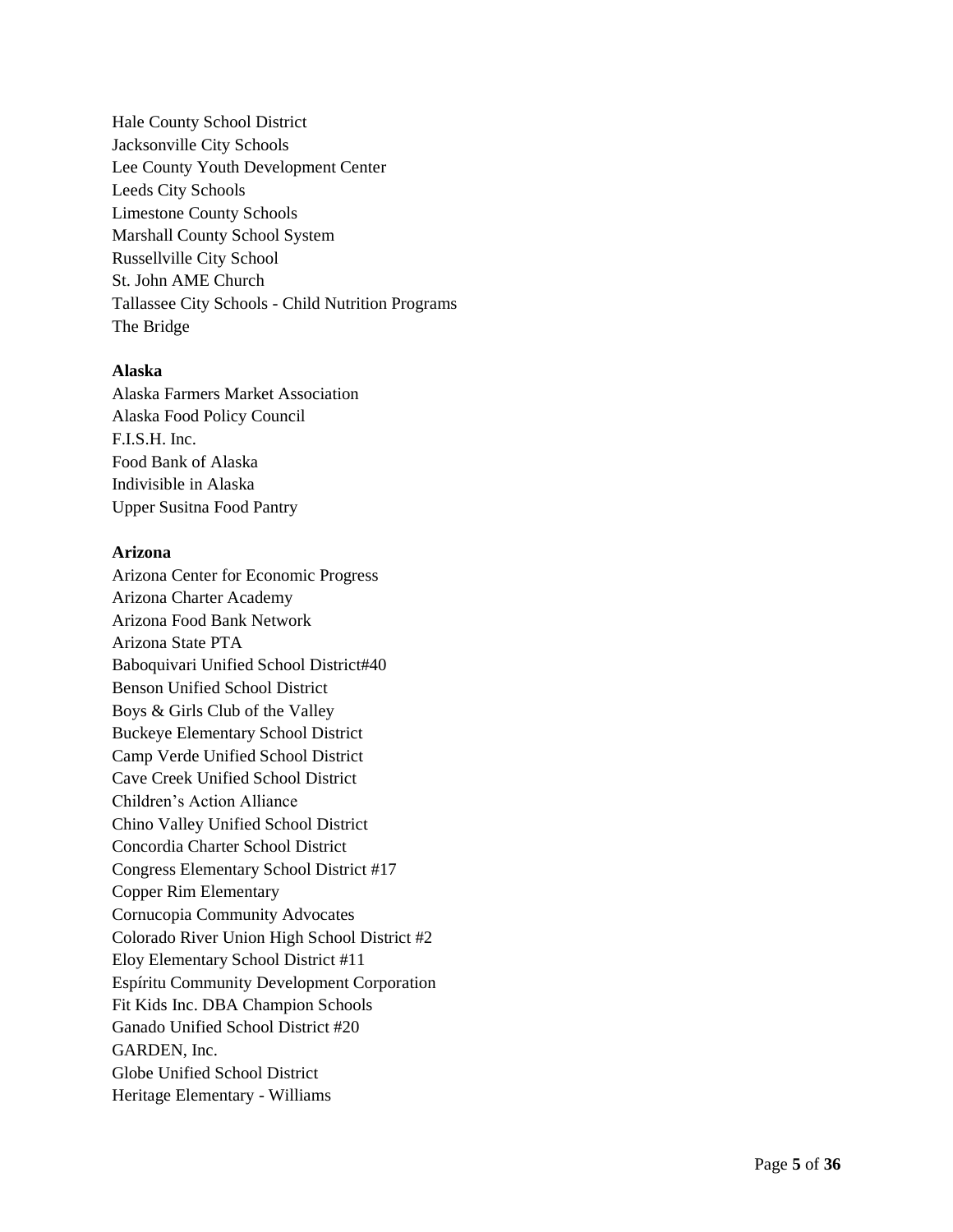Hale County School District
Jacksonville City Schools
Lee County Youth Development Center
Leeds City Schools
Limestone County Schools
Marshall County School System
Russellville City School
St. John AME Church
Tallassee City Schools - Child Nutrition Programs
The Bridge

**Alaska**
Alaska Farmers Market Association
Alaska Food Policy Council
F.I.S.H. Inc.
Food Bank of Alaska
Indivisible in Alaska
Upper Susitna Food Pantry

**Arizona**
Arizona Center for Economic Progress
Arizona Charter Academy
Arizona Food Bank Network
Arizona State PTA
Baboquivari Unified School District#40
Benson Unified School District
Boys & Girls Club of the Valley
Buckeye Elementary School District
Camp Verde Unified School District
Cave Creek Unified School District
Children's Action Alliance
Chino Valley Unified School District
Concordia Charter School District
Congress Elementary School District #17
Copper Rim Elementary
Cornucopia Community Advocates
Colorado River Union High School District #2
Eloy Elementary School District #11
Espíritu Community Development Corporation
Fit Kids Inc. DBA Champion Schools
Ganado Unified School District #20
GARDEN, Inc.
Globe Unified School District
Heritage Elementary - Williams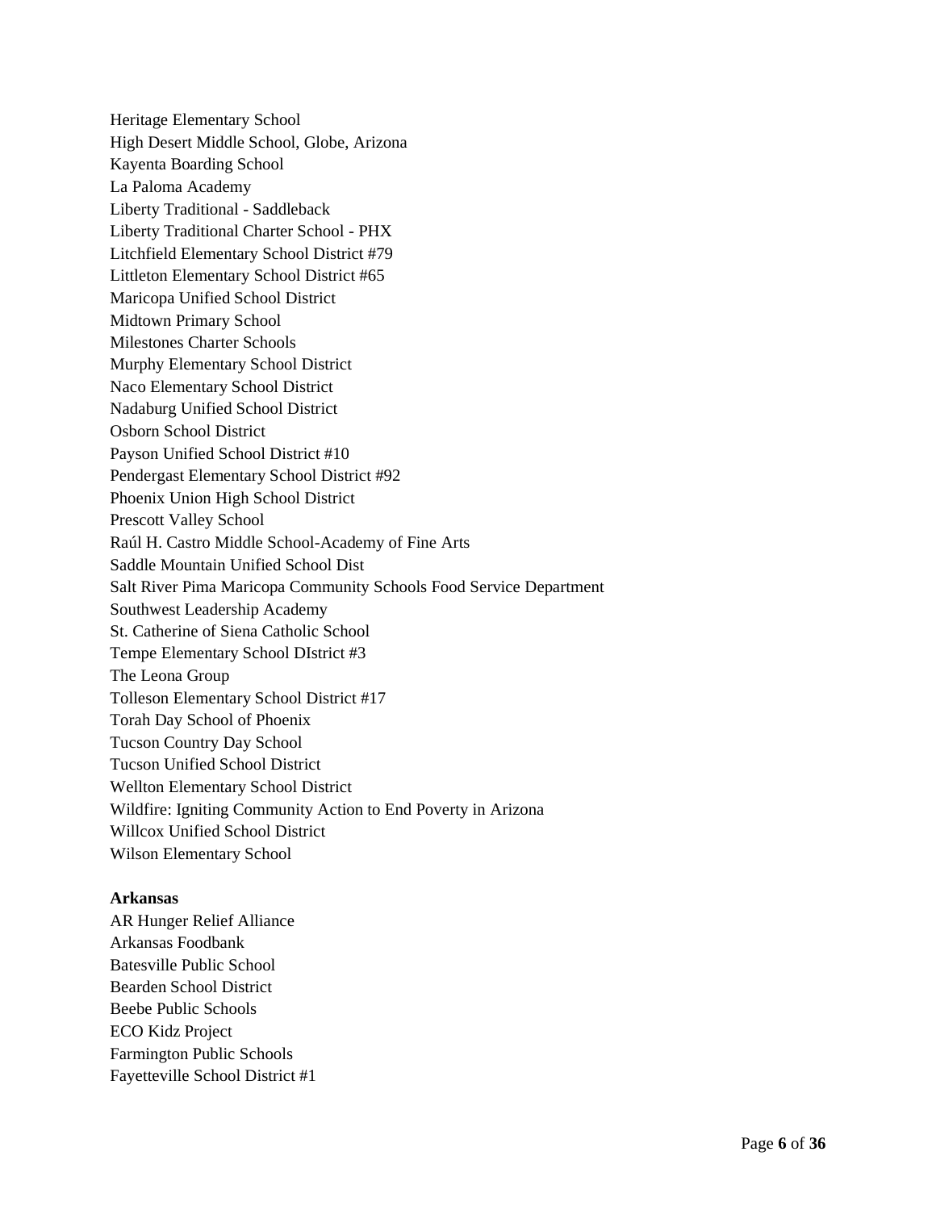Heritage Elementary School
High Desert Middle School, Globe, Arizona
Kayenta Boarding School
La Paloma Academy
Liberty Traditional - Saddleback
Liberty Traditional Charter School - PHX
Litchfield Elementary School District #79
Littleton Elementary School District #65
Maricopa Unified School District
Midtown Primary School
Milestones Charter Schools
Murphy Elementary School District
Naco Elementary School District
Nadaburg Unified School District
Osborn School District
Payson Unified School District #10
Pendergast Elementary School District #92
Phoenix Union High School District
Prescott Valley School
Raúl H. Castro Middle School-Academy of Fine Arts
Saddle Mountain Unified School Dist
Salt River Pima Maricopa Community Schools Food Service Department
Southwest Leadership Academy
St. Catherine of Siena Catholic School
Tempe Elementary School DIstrict #3
The Leona Group
Tolleson Elementary School District #17
Torah Day School of Phoenix
Tucson Country Day School
Tucson Unified School District
Wellton Elementary School District
Wildfire: Igniting Community Action to End Poverty in Arizona
Willcox Unified School District
Wilson Elementary School

**Arkansas**

AR Hunger Relief Alliance
Arkansas Foodbank
Batesville Public School
Bearden School District
Beebe Public Schools
ECO Kidz Project
Farmington Public Schools
Fayetteville School District #1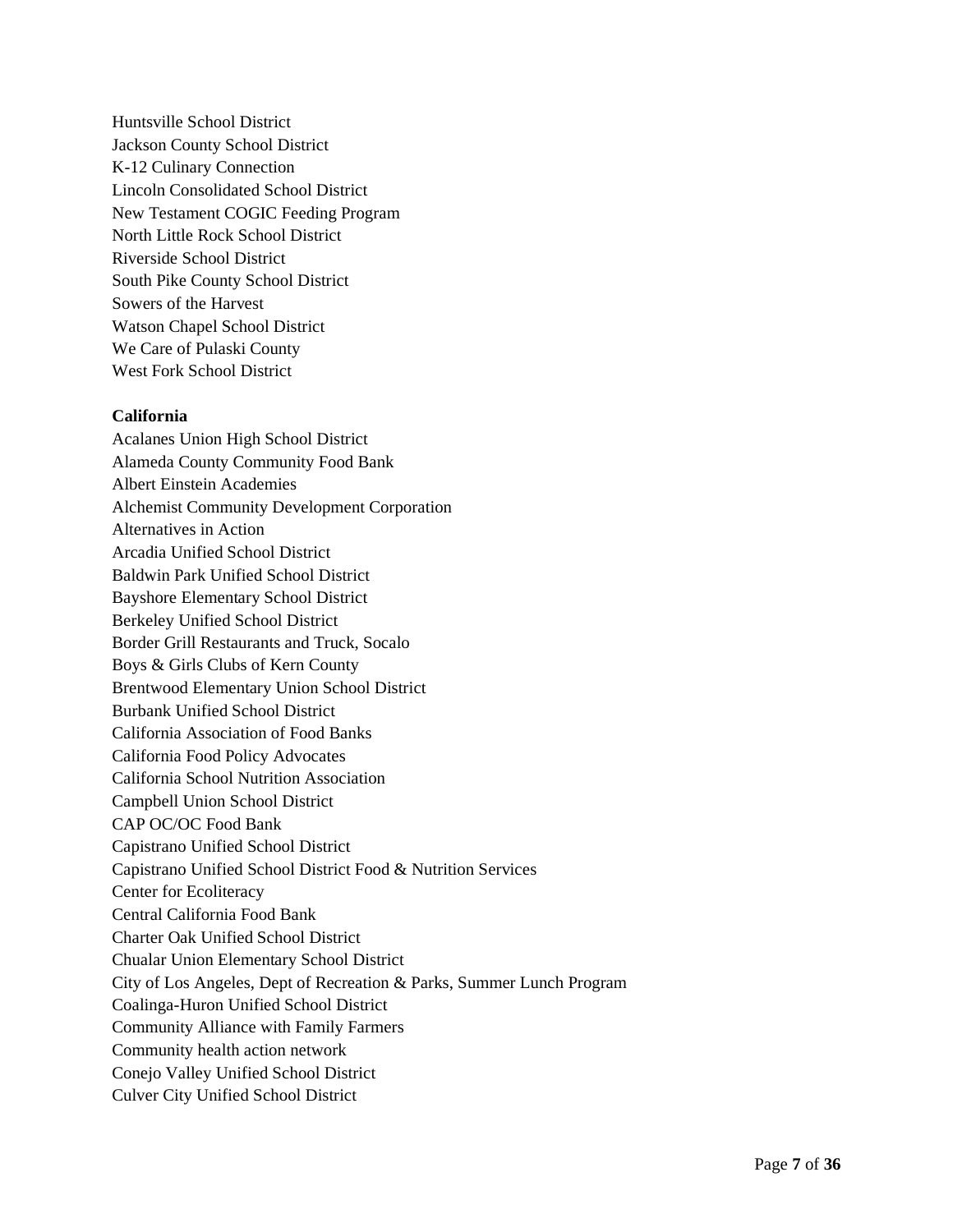Huntsville School District
Jackson County School District
K-12 Culinary Connection
Lincoln Consolidated School District
New Testament COGIC Feeding Program
North Little Rock School District
Riverside School District
South Pike County School District
Sowers of the Harvest
Watson Chapel School District
We Care of Pulaski County
West Fork School District

**California**

Acalanes Union High School District
Alameda County Community Food Bank
Albert Einstein Academies
Alchemist Community Development Corporation
Alternatives in Action
Arcadia Unified School District
Baldwin Park Unified School District
Bayshore Elementary School District
Berkeley Unified School District
Border Grill Restaurants and Truck, Socalo
Boys & Girls Clubs of Kern County
Brentwood Elementary Union School District
Burbank Unified School District
California Association of Food Banks
California Food Policy Advocates
California School Nutrition Association
Campbell Union School District
CAP OC/OC Food Bank
Capistrano Unified School District
Capistrano Unified School District Food & Nutrition Services
Center for Ecoliteracy
Central California Food Bank
Charter Oak Unified School District
Chualar Union Elementary School District
City of Los Angeles, Dept of Recreation & Parks, Summer Lunch Program
Coalinga-Huron Unified School District
Community Alliance with Family Farmers
Community health action network
Conejo Valley Unified School District
Culver City Unified School District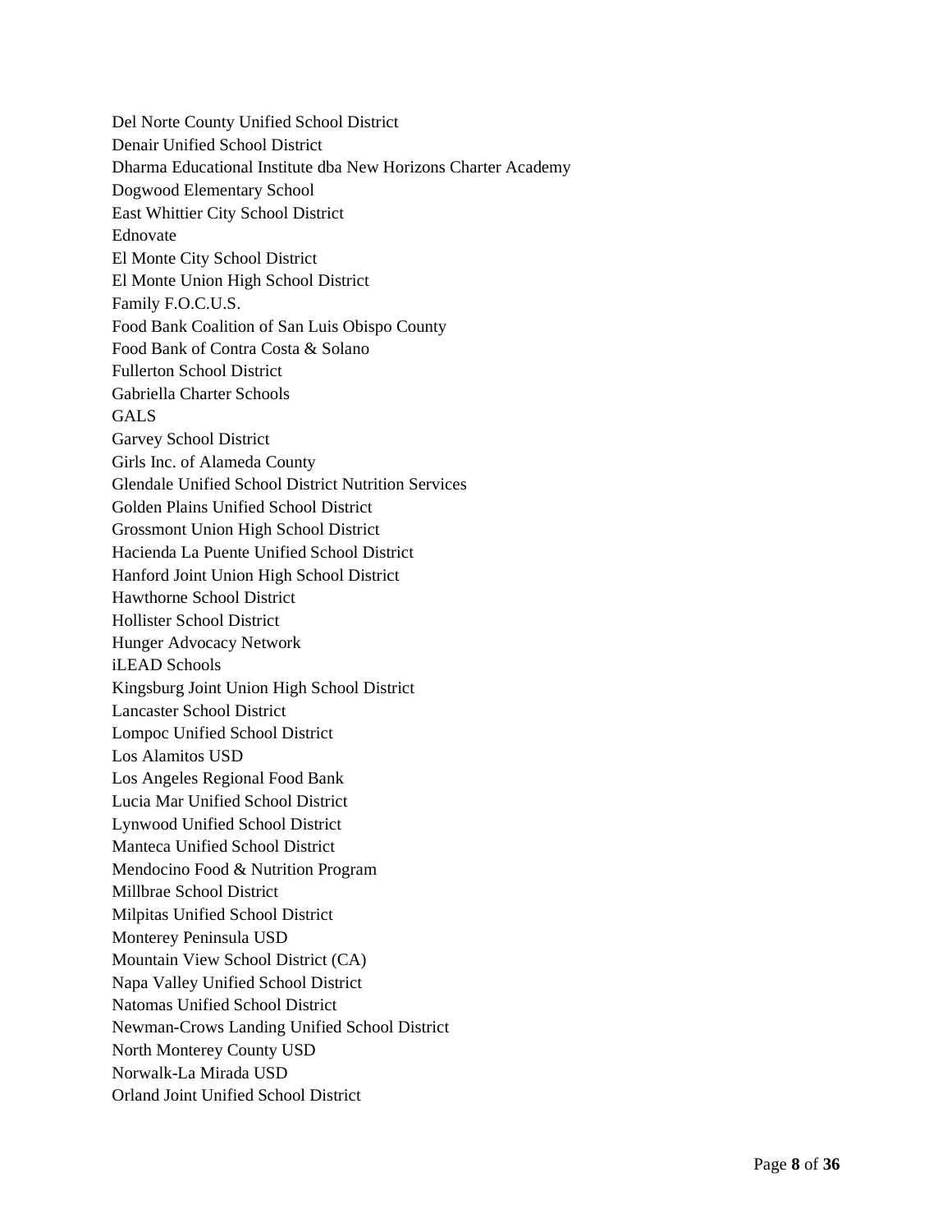Del Norte County Unified School District
Denair Unified School District
Dharma Educational Institute dba New Horizons Charter Academy
Dogwood Elementary School
East Whittier City School District
Ednovate
El Monte City School District
El Monte Union High School District
Family F.O.C.U.S.
Food Bank Coalition of San Luis Obispo County
Food Bank of Contra Costa & Solano
Fullerton School District
Gabriella Charter Schools
GALS
Garvey School District
Girls Inc. of Alameda County
Glendale Unified School District Nutrition Services
Golden Plains Unified School District
Grossmont Union High School District
Hacienda La Puente Unified School District
Hanford Joint Union High School District
Hawthorne School District
Hollister School District
Hunger Advocacy Network
iLEAD Schools
Kingsburg Joint Union High School District
Lancaster School District
Lompoc Unified School District
Los Alamitos USD
Los Angeles Regional Food Bank
Lucia Mar Unified School District
Lynwood Unified School District
Manteca Unified School District
Mendocino Food & Nutrition Program
Millbrae School District
Milpitas Unified School District
Monterey Peninsula USD
Mountain View School District (CA)
Napa Valley Unified School District
Natomas Unified School District
Newman-Crows Landing Unified School District
North Monterey County USD
Norwalk-La Mirada USD
Orland Joint Unified School District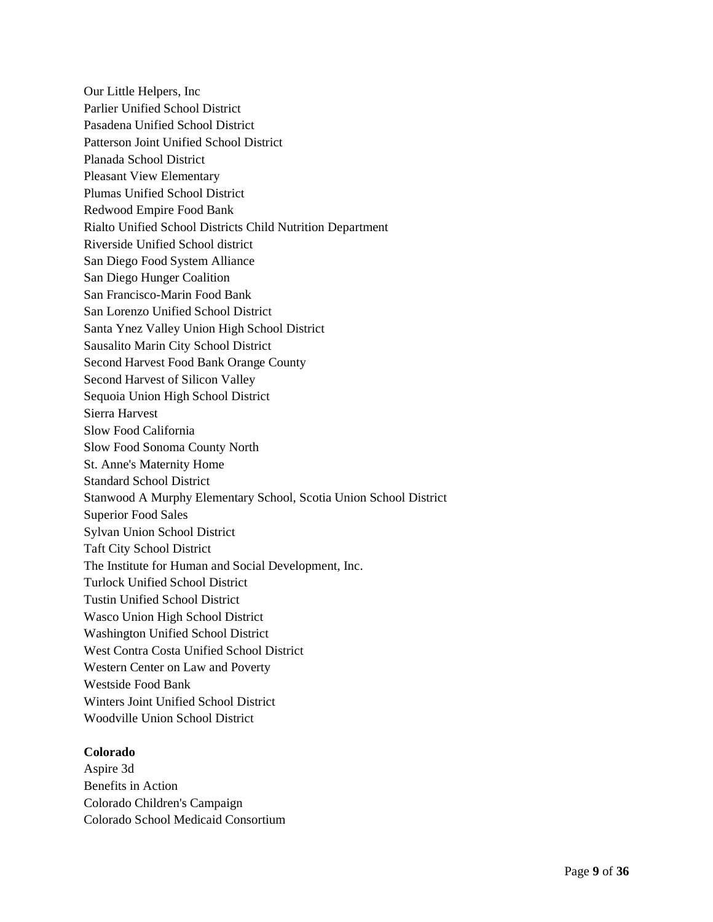Our Little Helpers, Inc
Parlier Unified School District
Pasadena Unified School District
Patterson Joint Unified School District
Planada School District
Pleasant View Elementary
Plumas Unified School District
Redwood Empire Food Bank
Rialto Unified School Districts Child Nutrition Department
Riverside Unified School district
San Diego Food System Alliance
San Diego Hunger Coalition
San Francisco-Marin Food Bank
San Lorenzo Unified School District
Santa Ynez Valley Union High School District
Sausalito Marin City School District
Second Harvest Food Bank Orange County
Second Harvest of Silicon Valley
Sequoia Union High School District
Sierra Harvest
Slow Food California
Slow Food Sonoma County North
St. Anne's Maternity Home
Standard School District
Stanwood A Murphy Elementary School, Scotia Union School District
Superior Food Sales
Sylvan Union School District
Taft City School District
The Institute for Human and Social Development, Inc.
Turlock Unified School District
Tustin Unified School District
Wasco Union High School District
Washington Unified School District
West Contra Costa Unified School District
Western Center on Law and Poverty
Westside Food Bank
Winters Joint Unified School District
Woodville Union School District

**Colorado**

Aspire 3d
Benefits in Action
Colorado Children's Campaign
Colorado School Medicaid Consortium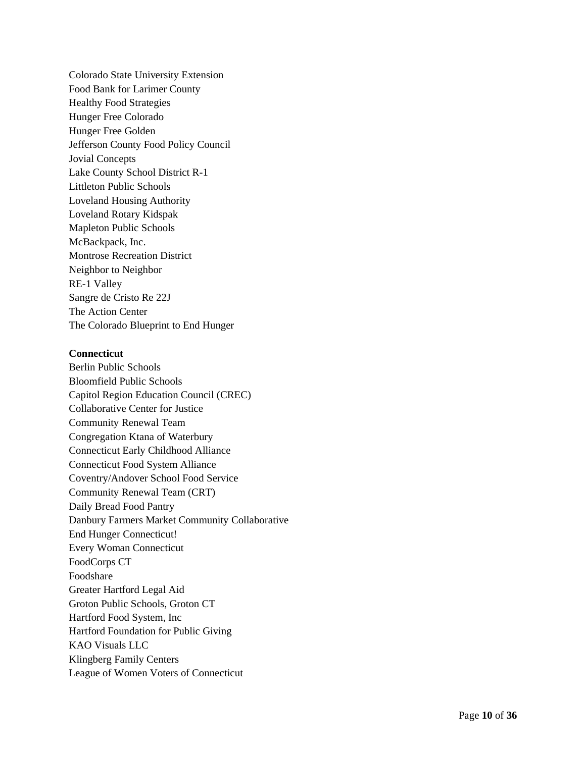Colorado State University Extension
Food Bank for Larimer County
Healthy Food Strategies
Hunger Free Colorado
Hunger Free Golden
Jefferson County Food Policy Council
Jovial Concepts
Lake County School District R-1
Littleton Public Schools
Loveland Housing Authority
Loveland Rotary Kidspak
Mapleton Public Schools
McBackpack, Inc.
Montrose Recreation District
Neighbor to Neighbor
RE-1 Valley
Sangre de Cristo Re 22J
The Action Center
The Colorado Blueprint to End Hunger

**Connecticut**

Berlin Public Schools
Bloomfield Public Schools
Capitol Region Education Council (CREC)
Collaborative Center for Justice
Community Renewal Team
Congregation Ktana of Waterbury
Connecticut Early Childhood Alliance
Connecticut Food System Alliance
Coventry/Andover School Food Service
Community Renewal Team (CRT)
Daily Bread Food Pantry
Danbury Farmers Market Community Collaborative
End Hunger Connecticut!
Every Woman Connecticut
FoodCorps CT
Foodshare
Greater Hartford Legal Aid
Groton Public Schools, Groton CT
Hartford Food System, Inc
Hartford Foundation for Public Giving
KAO Visuals LLC
Klingberg Family Centers
League of Women Voters of Connecticut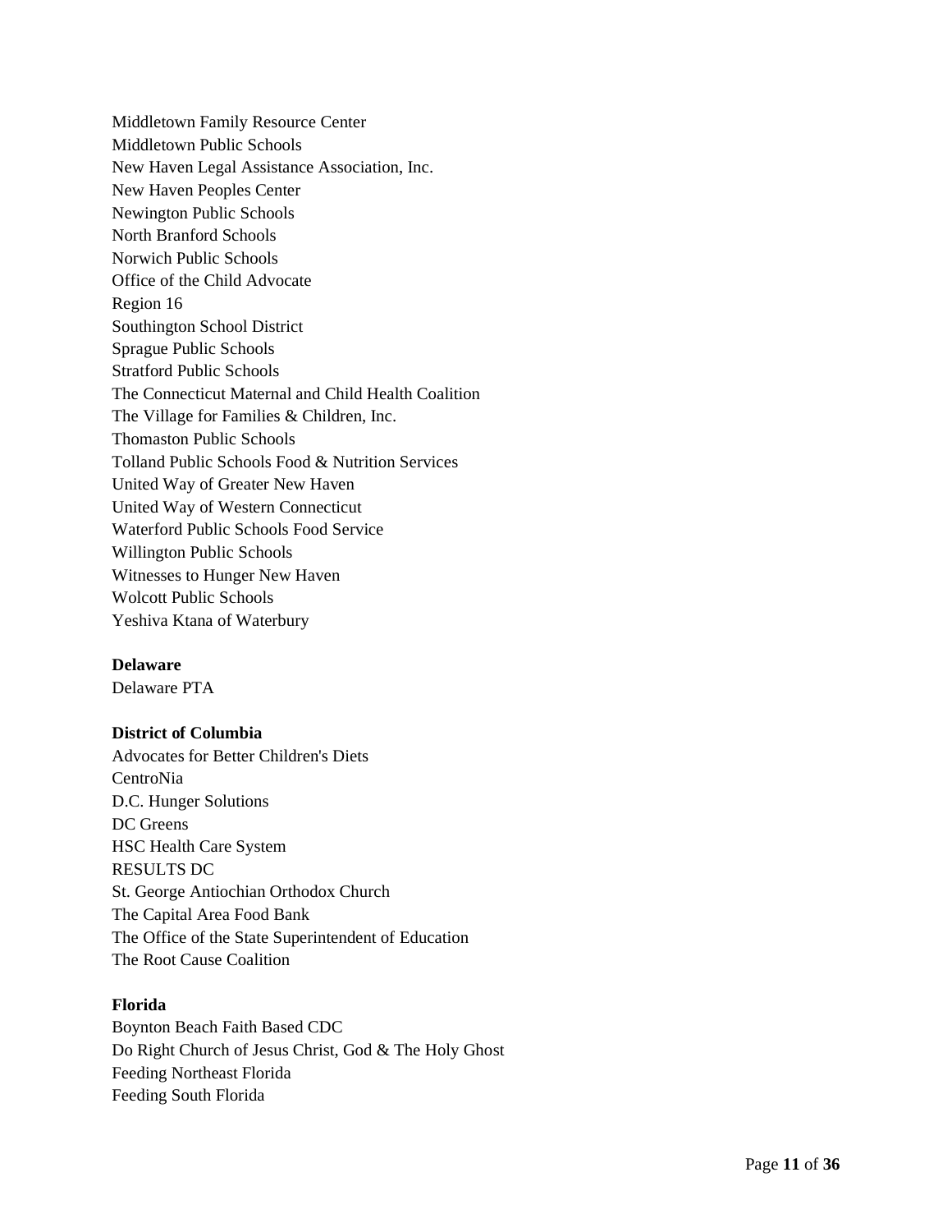Middletown Family Resource Center
Middletown Public Schools
New Haven Legal Assistance Association, Inc.
New Haven Peoples Center
Newington Public Schools
North Branford Schools
Norwich Public Schools
Office of the Child Advocate
Region 16
Southington School District
Sprague Public Schools
Stratford Public Schools
The Connecticut Maternal and Child Health Coalition
The Village for Families & Children, Inc.
Thomaston Public Schools
Tolland Public Schools Food & Nutrition Services
United Way of Greater New Haven
United Way of Western Connecticut
Waterford Public Schools Food Service
Willington Public Schools
Witnesses to Hunger New Haven
Wolcott Public Schools
Yeshiva Ktana of Waterbury

**Delaware**
Delaware PTA

**District of Columbia**
Advocates for Better Children's Diets
CentroNia
D.C. Hunger Solutions
DC Greens
HSC Health Care System
RESULTS DC
St. George Antiochian Orthodox Church
The Capital Area Food Bank
The Office of the State Superintendent of Education
The Root Cause Coalition

**Florida**
Boynton Beach Faith Based CDC
Do Right Church of Jesus Christ, God & The Holy Ghost
Feeding Northeast Florida
Feeding South Florida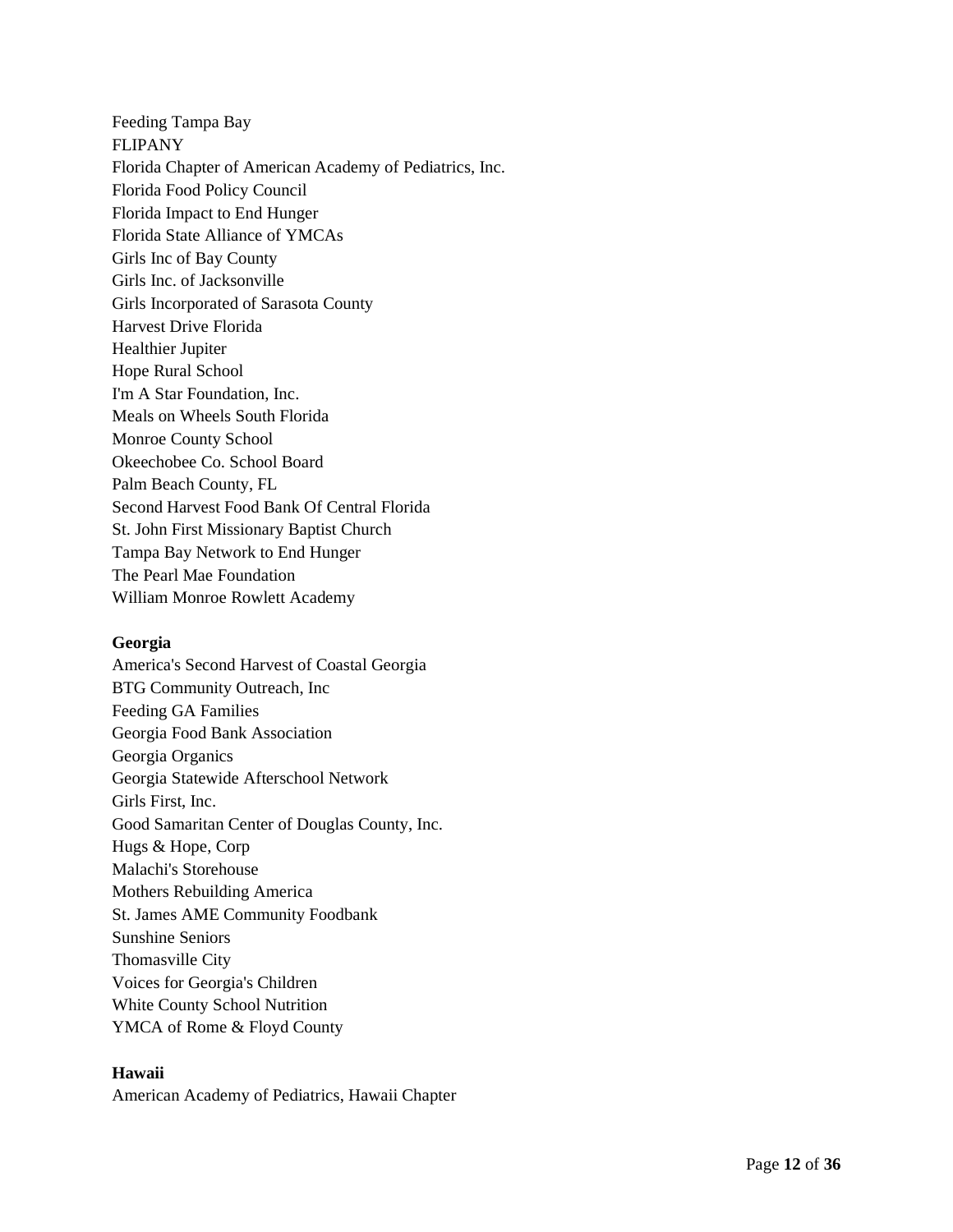Feeding Tampa Bay
FLIPANY
Florida Chapter of American Academy of Pediatrics, Inc.
Florida Food Policy Council
Florida Impact to End Hunger
Florida State Alliance of YMCAs
Girls Inc of Bay County
Girls Inc. of Jacksonville
Girls Incorporated of Sarasota County
Harvest Drive Florida
Healthier Jupiter
Hope Rural School
I'm A Star Foundation, Inc.
Meals on Wheels South Florida
Monroe County School
Okeechobee Co. School Board
Palm Beach County, FL
Second Harvest Food Bank Of Central Florida
St. John First Missionary Baptist Church
Tampa Bay Network to End Hunger
The Pearl Mae Foundation
William Monroe Rowlett Academy

**Georgia**

America's Second Harvest of Coastal Georgia
BTG Community Outreach, Inc
Feeding GA Families
Georgia Food Bank Association
Georgia Organics
Georgia Statewide Afterschool Network
Girls First, Inc.
Good Samaritan Center of Douglas County, Inc.
Hugs & Hope, Corp
Malachi's Storehouse
Mothers Rebuilding America
St. James AME Community Foodbank
Sunshine Seniors
Thomasville City
Voices for Georgia's Children
White County School Nutrition
YMCA of Rome & Floyd County

**Hawaii**

American Academy of Pediatrics, Hawaii Chapter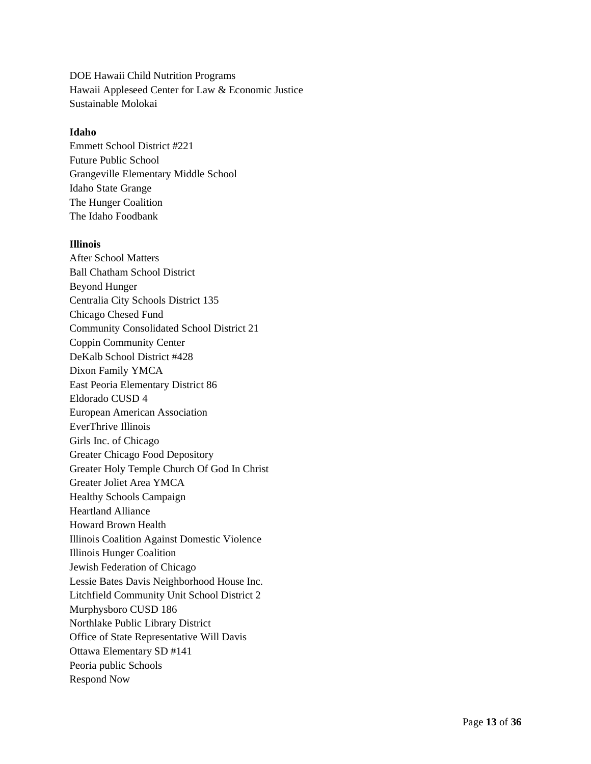DOE Hawaii Child Nutrition Programs
Hawaii Appleseed Center for Law & Economic Justice
Sustainable Molokai

**Idaho**

Emmett School District #221
Future Public School
Grangeville Elementary Middle School
Idaho State Grange
The Hunger Coalition
The Idaho Foodbank

**Illinois**

After School Matters
Ball Chatham School District
Beyond Hunger
Centralia City Schools District 135
Chicago Chesed Fund
Community Consolidated School District 21
Coppin Community Center
DeKalb School District #428
Dixon Family YMCA
East Peoria Elementary District 86
Eldorado CUSD 4
European American Association
EverThrive Illinois
Girls Inc. of Chicago
Greater Chicago Food Depository
Greater Holy Temple Church Of God In Christ
Greater Joliet Area YMCA
Healthy Schools Campaign
Heartland Alliance
Howard Brown Health
Illinois Coalition Against Domestic Violence
Illinois Hunger Coalition
Jewish Federation of Chicago
Lessie Bates Davis Neighborhood House Inc.
Litchfield Community Unit School District 2
Murphysboro CUSD 186
Northlake Public Library District
Office of State Representative Will Davis
Ottawa Elementary SD #141
Peoria public Schools
Respond Now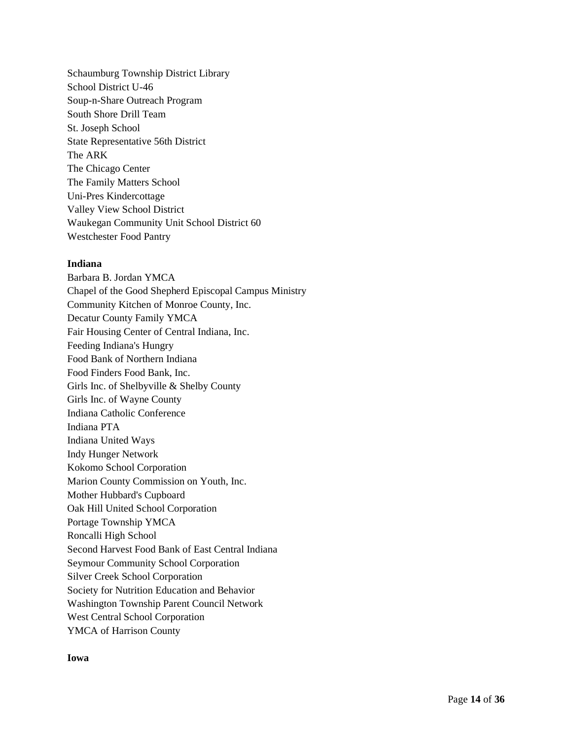Schaumburg Township District Library
School District U-46
Soup-n-Share Outreach Program
South Shore Drill Team
St. Joseph School
State Representative 56th District
The ARK
The Chicago Center
The Family Matters School
Uni-Pres Kindercottage
Valley View School District
Waukegan Community Unit School District 60
Westchester Food Pantry

**Indiana**

Barbara B. Jordan YMCA
Chapel of the Good Shepherd Episcopal Campus Ministry
Community Kitchen of Monroe County, Inc.
Decatur County Family YMCA
Fair Housing Center of Central Indiana, Inc.
Feeding Indiana's Hungry
Food Bank of Northern Indiana
Food Finders Food Bank, Inc.
Girls Inc. of Shelbyville & Shelby County
Girls Inc. of Wayne County
Indiana Catholic Conference
Indiana PTA
Indiana United Ways
Indy Hunger Network
Kokomo School Corporation
Marion County Commission on Youth, Inc.
Mother Hubbard's Cupboard
Oak Hill United School Corporation
Portage Township YMCA
Roncalli High School
Second Harvest Food Bank of East Central Indiana
Seymour Community School Corporation
Silver Creek School Corporation
Society for Nutrition Education and Behavior
Washington Township Parent Council Network
West Central School Corporation
YMCA of Harrison County

**Iowa**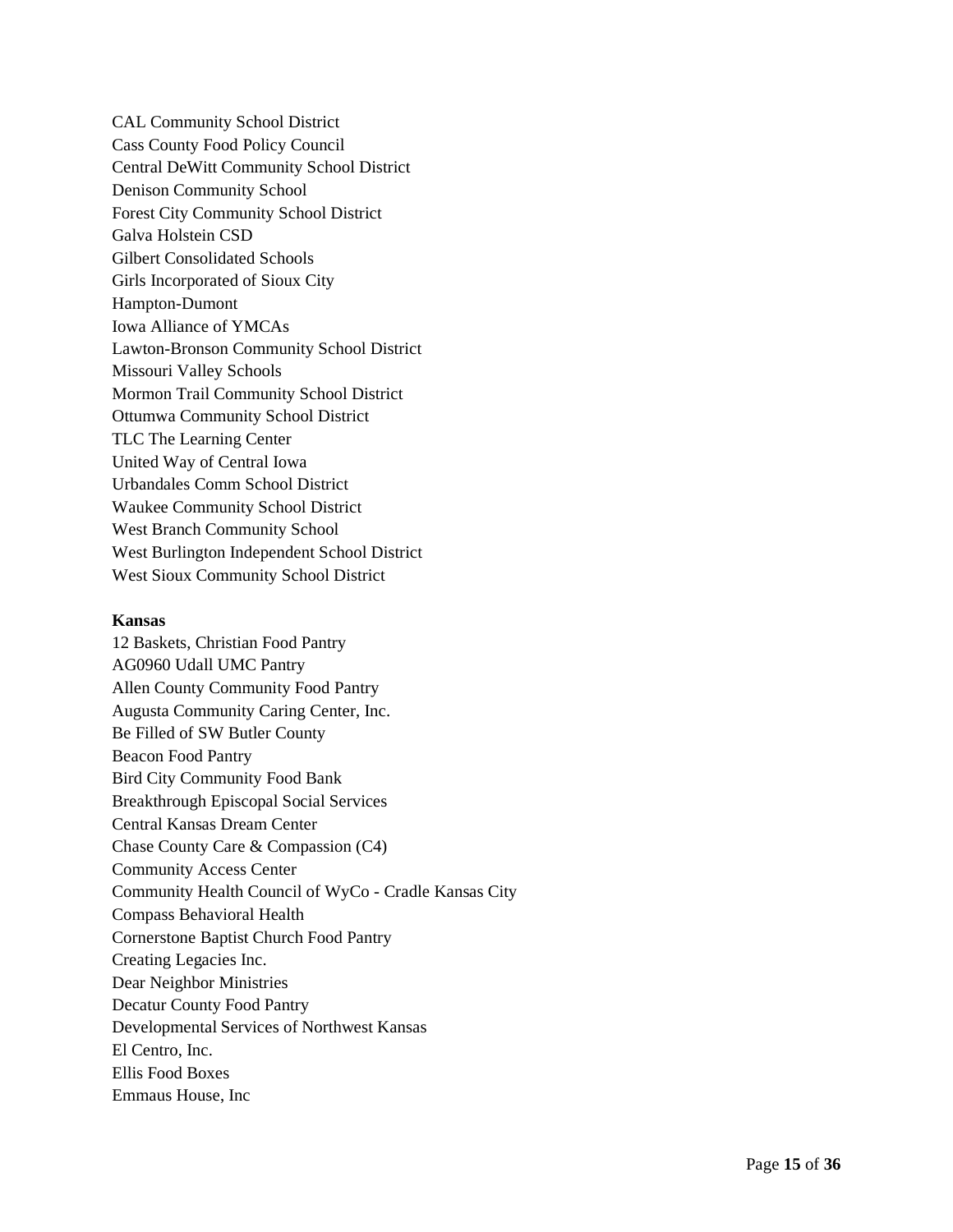CAL Community School District
Cass County Food Policy Council
Central DeWitt Community School District
Denison Community School
Forest City Community School District
Galva Holstein CSD
Gilbert Consolidated Schools
Girls Incorporated of Sioux City
Hampton-Dumont
Iowa Alliance of YMCAs
Lawton-Bronson Community School District
Missouri Valley Schools
Mormon Trail Community School District
Ottumwa Community School District
TLC The Learning Center
United Way of Central Iowa
Urbandales Comm School District
Waukee Community School District
West Branch Community School
West Burlington Independent School District
West Sioux Community School District

**Kansas**

12 Baskets, Christian Food Pantry
AG0960 Udall UMC Pantry
Allen County Community Food Pantry
Augusta Community Caring Center, Inc.
Be Filled of SW Butler County
Beacon Food Pantry
Bird City Community Food Bank
Breakthrough Episcopal Social Services
Central Kansas Dream Center
Chase County Care & Compassion (C4)
Community Access Center
Community Health Council of WyCo - Cradle Kansas City
Compass Behavioral Health
Cornerstone Baptist Church Food Pantry
Creating Legacies Inc.
Dear Neighbor Ministries
Decatur County Food Pantry
Developmental Services of Northwest Kansas
El Centro, Inc.
Ellis Food Boxes
Emmaus House, Inc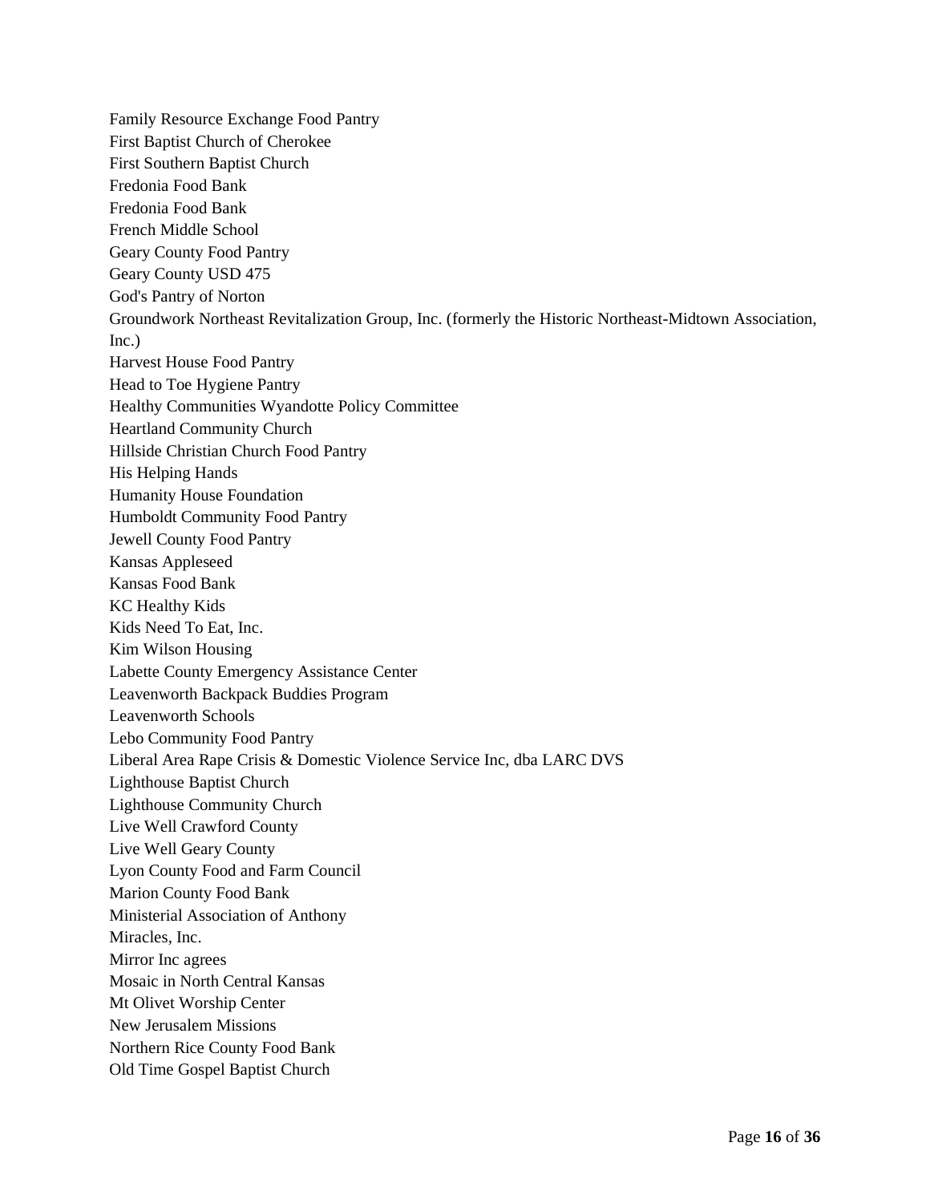Family Resource Exchange Food Pantry
First Baptist Church of Cherokee
First Southern Baptist Church
Fredonia Food Bank
Fredonia Food Bank
French Middle School
Geary County Food Pantry
Geary County USD 475
God's Pantry of Norton
Groundwork Northeast Revitalization Group, Inc. (formerly the Historic Northeast-Midtown Association, Inc.)
Harvest House Food Pantry
Head to Toe Hygiene Pantry
Healthy Communities Wyandotte Policy Committee
Heartland Community Church
Hillside Christian Church Food Pantry
His Helping Hands
Humanity House Foundation
Humboldt Community Food Pantry
Jewell County Food Pantry
Kansas Appleseed
Kansas Food Bank
KC Healthy Kids
Kids Need To Eat, Inc.
Kim Wilson Housing
Labette County Emergency Assistance Center
Leavenworth Backpack Buddies Program
Leavenworth Schools
Lebo Community Food Pantry
Liberal Area Rape Crisis & Domestic Violence Service Inc, dba LARC DVS
Lighthouse Baptist Church
Lighthouse Community Church
Live Well Crawford County
Live Well Geary County
Lyon County Food and Farm Council
Marion County Food Bank
Ministerial Association of Anthony
Miracles, Inc.
Mirror Inc agrees
Mosaic in North Central Kansas
Mt Olivet Worship Center
New Jerusalem Missions
Northern Rice County Food Bank
Old Time Gospel Baptist Church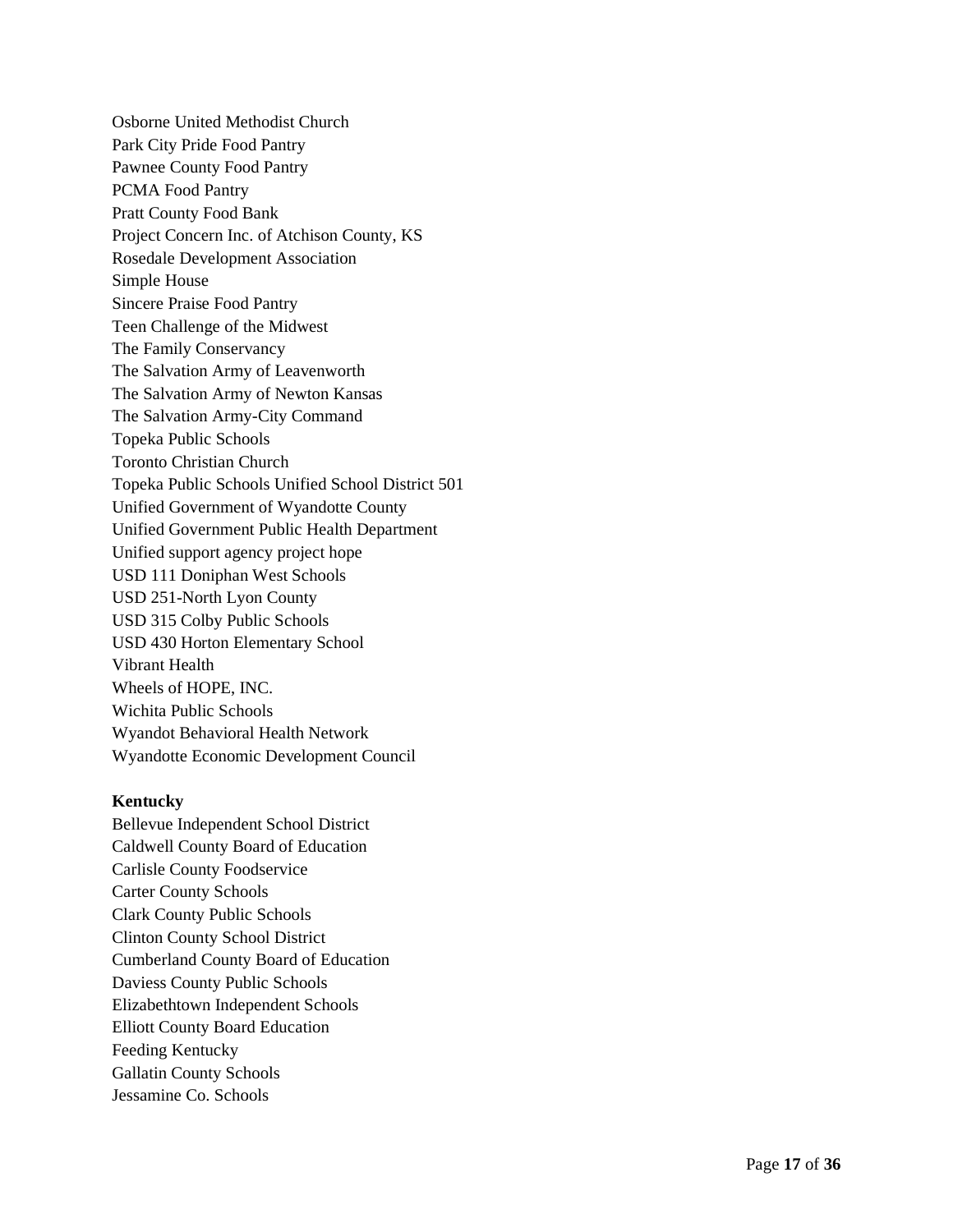Osborne United Methodist Church
Park City Pride Food Pantry
Pawnee County Food Pantry
PCMA Food Pantry
Pratt County Food Bank
Project Concern Inc. of Atchison County, KS
Rosedale Development Association
Simple House
Sincere Praise Food Pantry
Teen Challenge of the Midwest
The Family Conservancy
The Salvation Army of Leavenworth
The Salvation Army of Newton Kansas
The Salvation Army-City Command
Topeka Public Schools
Toronto Christian Church
Topeka Public Schools Unified School District 501
Unified Government of Wyandotte County
Unified Government Public Health Department
Unified support agency project hope
USD 111 Doniphan West Schools
USD 251-North Lyon County
USD 315 Colby Public Schools
USD 430 Horton Elementary School
Vibrant Health
Wheels of HOPE, INC.
Wichita Public Schools
Wyandot Behavioral Health Network
Wyandotte Economic Development Council

**Kentucky**

Bellevue Independent School District
Caldwell County Board of Education
Carlisle County Foodservice
Carter County Schools
Clark County Public Schools
Clinton County School District
Cumberland County Board of Education
Daviess County Public Schools
Elizabethtown Independent Schools
Elliott County Board Education
Feeding Kentucky
Gallatin County Schools
Jessamine Co. Schools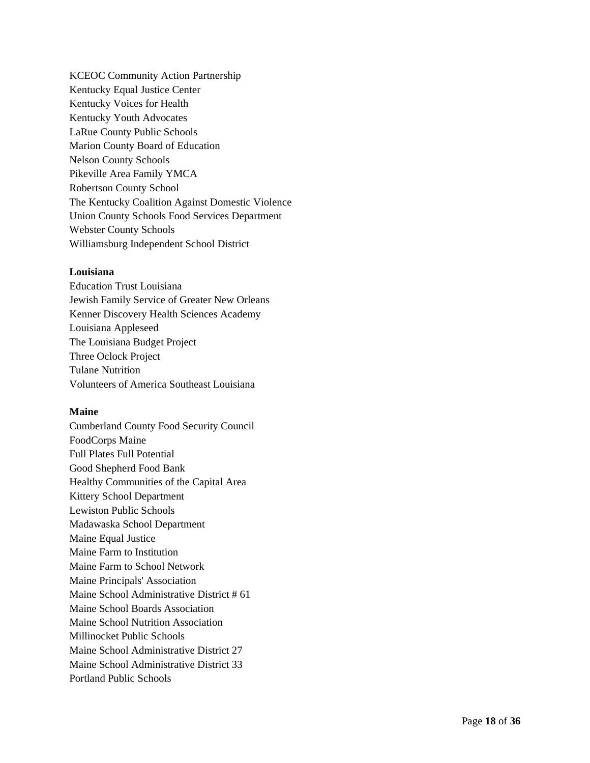KCEOC Community Action Partnership
Kentucky Equal Justice Center
Kentucky Voices for Health
Kentucky Youth Advocates
LaRue County Public Schools
Marion County Board of Education
Nelson County Schools
Pikeville Area Family YMCA
Robertson County School
The Kentucky Coalition Against Domestic Violence
Union County Schools Food Services Department
Webster County Schools
Williamsburg Independent School District

**Louisiana**
Education Trust Louisiana
Jewish Family Service of Greater New Orleans
Kenner Discovery Health Sciences Academy
Louisiana Appleseed
The Louisiana Budget Project
Three Oclock Project
Tulane Nutrition
Volunteers of America Southeast Louisiana

**Maine**
Cumberland County Food Security Council
FoodCorps Maine
Full Plates Full Potential
Good Shepherd Food Bank
Healthy Communities of the Capital Area
Kittery School Department
Lewiston Public Schools
Madawaska School Department
Maine Equal Justice
Maine Farm to Institution
Maine Farm to School Network
Maine Principals' Association
Maine School Administrative District # 61
Maine School Boards Association
Maine School Nutrition Association
Millinocket Public Schools
Maine School Administrative District 27
Maine School Administrative District 33
Portland Public Schools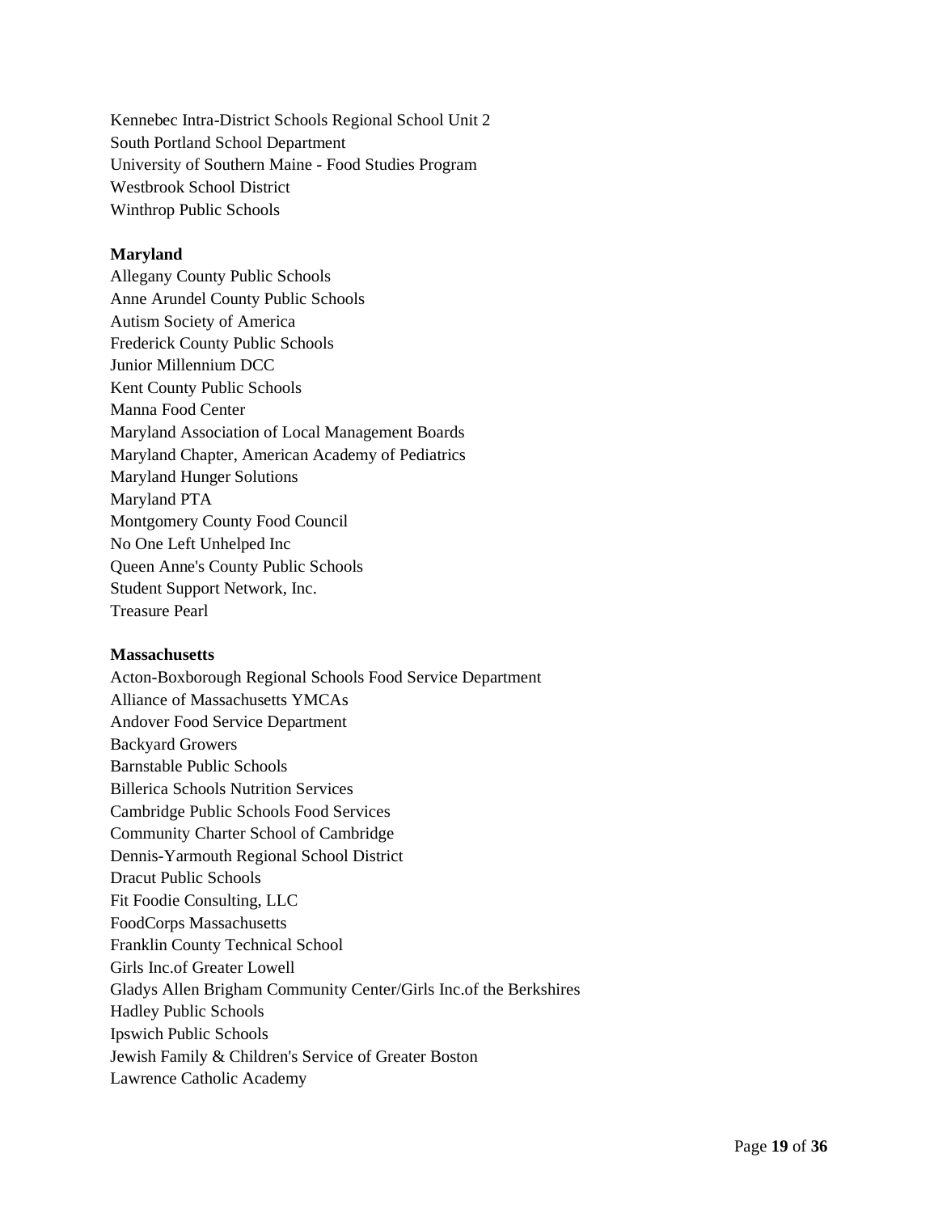Kennebec Intra-District Schools Regional School Unit 2
South Portland School Department
University of Southern Maine - Food Studies Program
Westbrook School District
Winthrop Public Schools

**Maryland**

Allegany County Public Schools
Anne Arundel County Public Schools
Autism Society of America
Frederick County Public Schools
Junior Millennium DCC
Kent County Public Schools
Manna Food Center
Maryland Association of Local Management Boards
Maryland Chapter, American Academy of Pediatrics
Maryland Hunger Solutions
Maryland PTA
Montgomery County Food Council
No One Left Unhelped Inc
Queen Anne's County Public Schools
Student Support Network, Inc.
Treasure Pearl

**Massachusetts**

Acton-Boxborough Regional Schools Food Service Department
Alliance of Massachusetts YMCAs
Andover Food Service Department
Backyard Growers
Barnstable Public Schools
Billerica Schools Nutrition Services
Cambridge Public Schools Food Services
Community Charter School of Cambridge
Dennis-Yarmouth Regional School District
Dracut Public Schools
Fit Foodie Consulting, LLC
FoodCorps Massachusetts
Franklin County Technical School
Girls Inc.of Greater Lowell
Gladys Allen Brigham Community Center/Girls Inc.of the Berkshires
Hadley Public Schools
Ipswich Public Schools
Jewish Family & Children's Service of Greater Boston
Lawrence Catholic Academy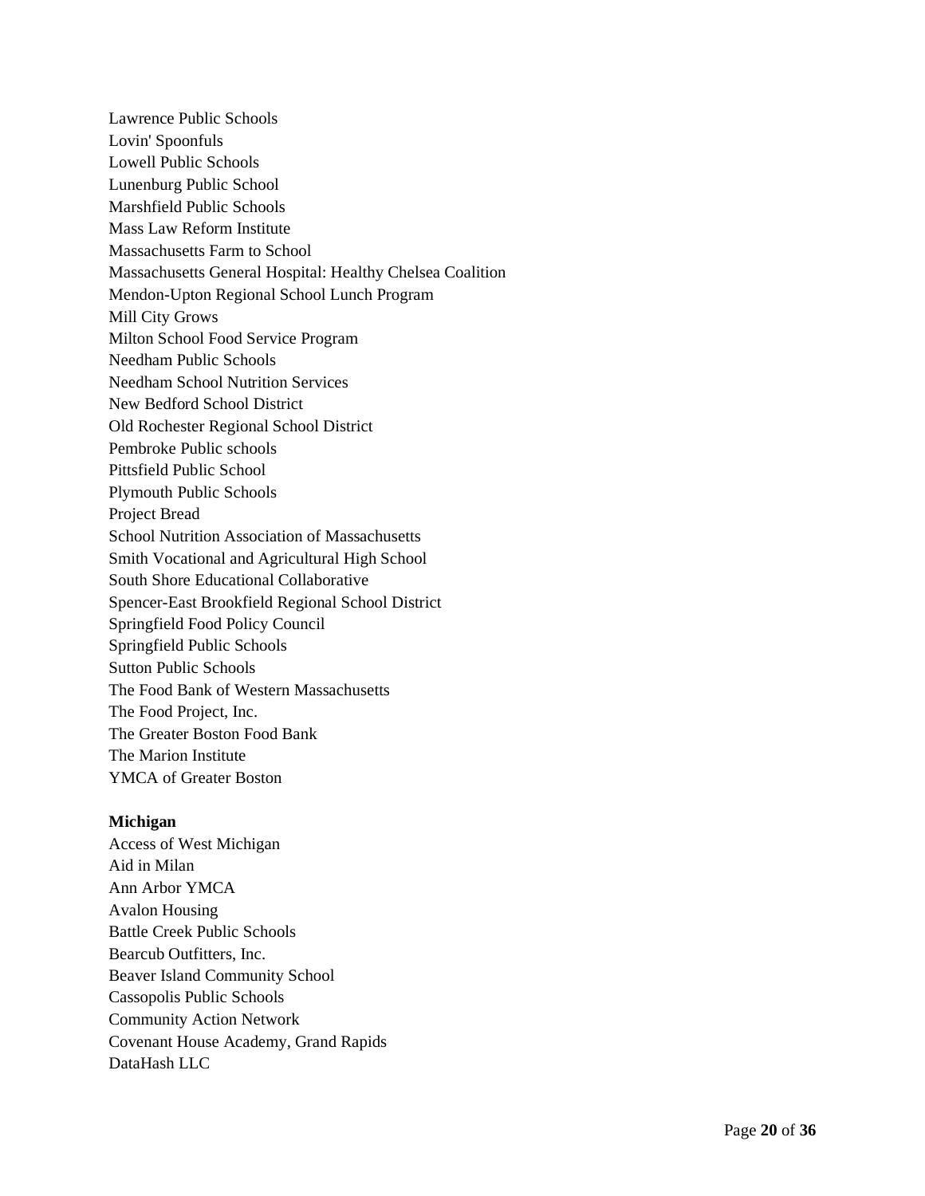Lawrence Public Schools
Lovin' Spoonfuls
Lowell Public Schools
Lunenburg Public School
Marshfield Public Schools
Mass Law Reform Institute
Massachusetts Farm to School
Massachusetts General Hospital: Healthy Chelsea Coalition
Mendon-Upton Regional School Lunch Program
Mill City Grows
Milton School Food Service Program
Needham Public Schools
Needham School Nutrition Services
New Bedford School District
Old Rochester Regional School District
Pembroke Public schools
Pittsfield Public School
Plymouth Public Schools
Project Bread
School Nutrition Association of Massachusetts
Smith Vocational and Agricultural High School
South Shore Educational Collaborative
Spencer-East Brookfield Regional School District
Springfield Food Policy Council
Springfield Public Schools
Sutton Public Schools
The Food Bank of Western Massachusetts
The Food Project, Inc.
The Greater Boston Food Bank
The Marion Institute
YMCA of Greater Boston

**Michigan**
Access of West Michigan
Aid in Milan
Ann Arbor YMCA
Avalon Housing
Battle Creek Public Schools
Bearcub Outfitters, Inc.
Beaver Island Community School
Cassopolis Public Schools
Community Action Network
Covenant House Academy, Grand Rapids
DataHash LLC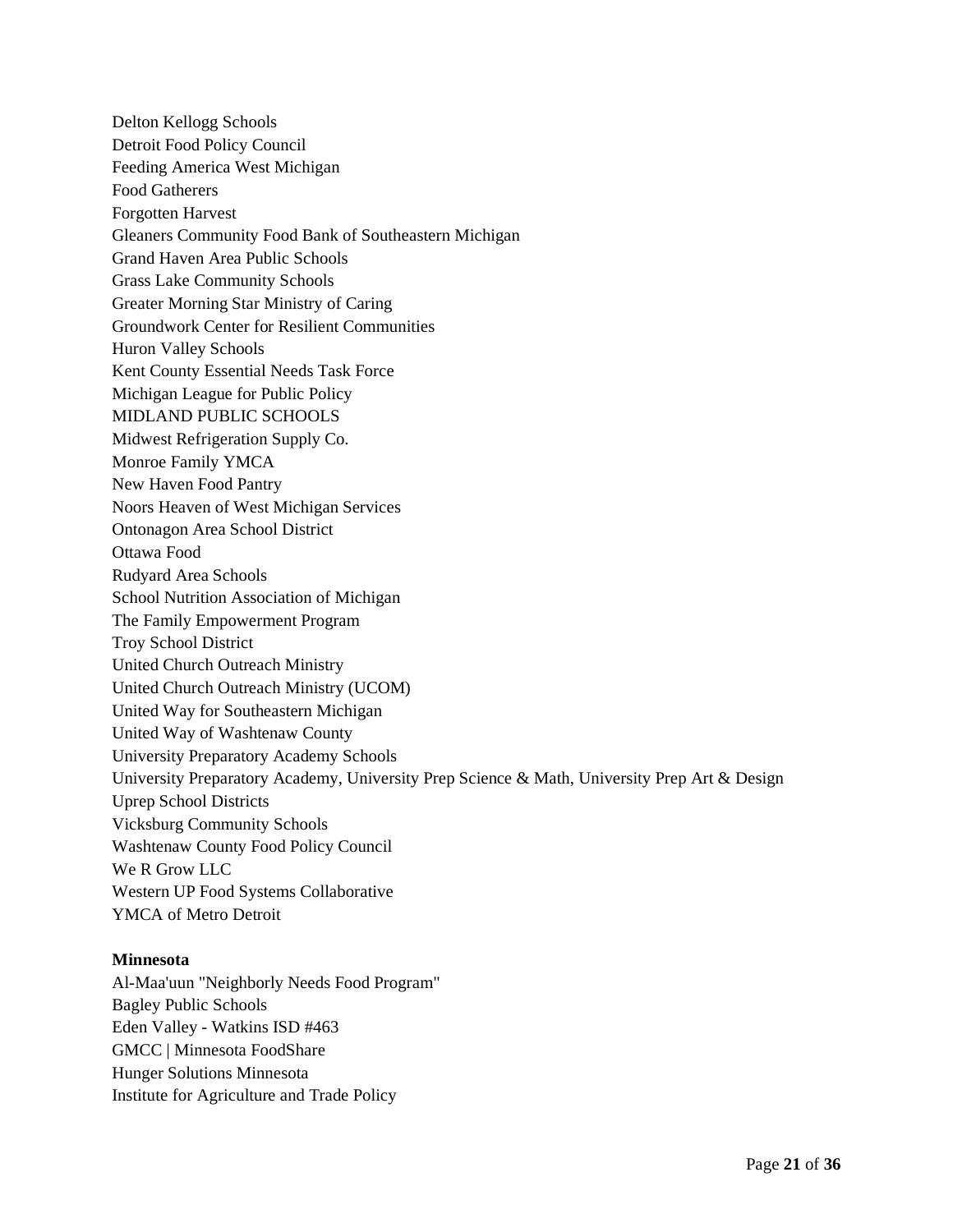Delton Kellogg Schools
Detroit Food Policy Council
Feeding America West Michigan
Food Gatherers
Forgotten Harvest
Gleaners Community Food Bank of Southeastern Michigan
Grand Haven Area Public Schools
Grass Lake Community Schools
Greater Morning Star Ministry of Caring
Groundwork Center for Resilient Communities
Huron Valley Schools
Kent County Essential Needs Task Force
Michigan League for Public Policy
MIDLAND PUBLIC SCHOOLS
Midwest Refrigeration Supply Co.
Monroe Family YMCA
New Haven Food Pantry
Noors Heaven of West Michigan Services
Ontonagon Area School District
Ottawa Food
Rudyard Area Schools
School Nutrition Association of Michigan
The Family Empowerment Program
Troy School District
United Church Outreach Ministry
United Church Outreach Ministry (UCOM)
United Way for Southeastern Michigan
United Way of Washtenaw County
University Preparatory Academy Schools
University Preparatory Academy, University Prep Science & Math, University Prep Art & Design
Uprep School Districts
Vicksburg Community Schools
Washtenaw County Food Policy Council
We R Grow LLC
Western UP Food Systems Collaborative
YMCA of Metro Detroit

**Minnesota**

Al-Maa'uun "Neighborly Needs Food Program"
Bagley Public Schools
Eden Valley - Watkins ISD #463
GMCC | Minnesota FoodShare
Hunger Solutions Minnesota
Institute for Agriculture and Trade Policy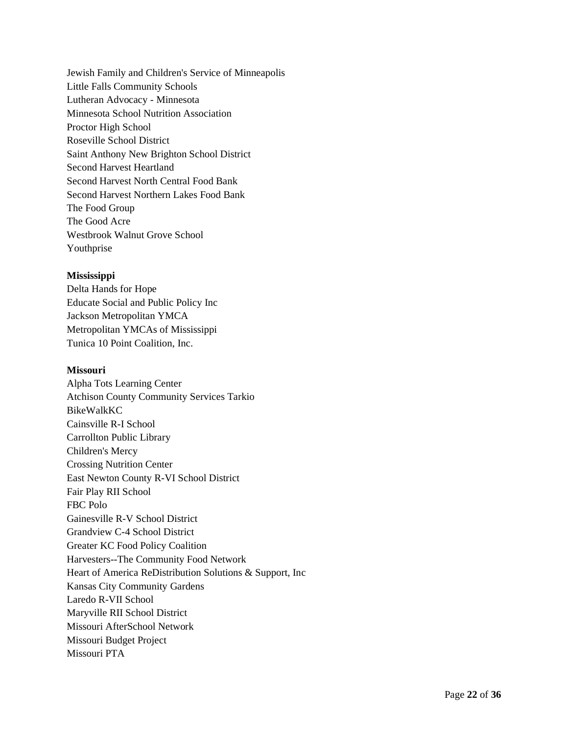Jewish Family and Children's Service of Minneapolis
Little Falls Community Schools
Lutheran Advocacy - Minnesota
Minnesota School Nutrition Association
Proctor High School
Roseville School District
Saint Anthony New Brighton School District
Second Harvest Heartland
Second Harvest North Central Food Bank
Second Harvest Northern Lakes Food Bank
The Food Group
The Good Acre
Westbrook Walnut Grove School
Youthprise

**Mississippi**
Delta Hands for Hope
Educate Social and Public Policy Inc
Jackson Metropolitan YMCA
Metropolitan YMCAs of Mississippi
Tunica 10 Point Coalition, Inc.

**Missouri**
Alpha Tots Learning Center
Atchison County Community Services Tarkio
BikeWalkKC
Cainsville R-I School
Carrollton Public Library
Children's Mercy
Crossing Nutrition Center
East Newton County R-VI School District
Fair Play RII School
FBC Polo
Gainesville R-V School District
Grandview C-4 School District
Greater KC Food Policy Coalition
Harvesters--The Community Food Network
Heart of America ReDistribution Solutions & Support, Inc
Kansas City Community Gardens
Laredo R-VII School
Maryville RII School District
Missouri AfterSchool Network
Missouri Budget Project
Missouri PTA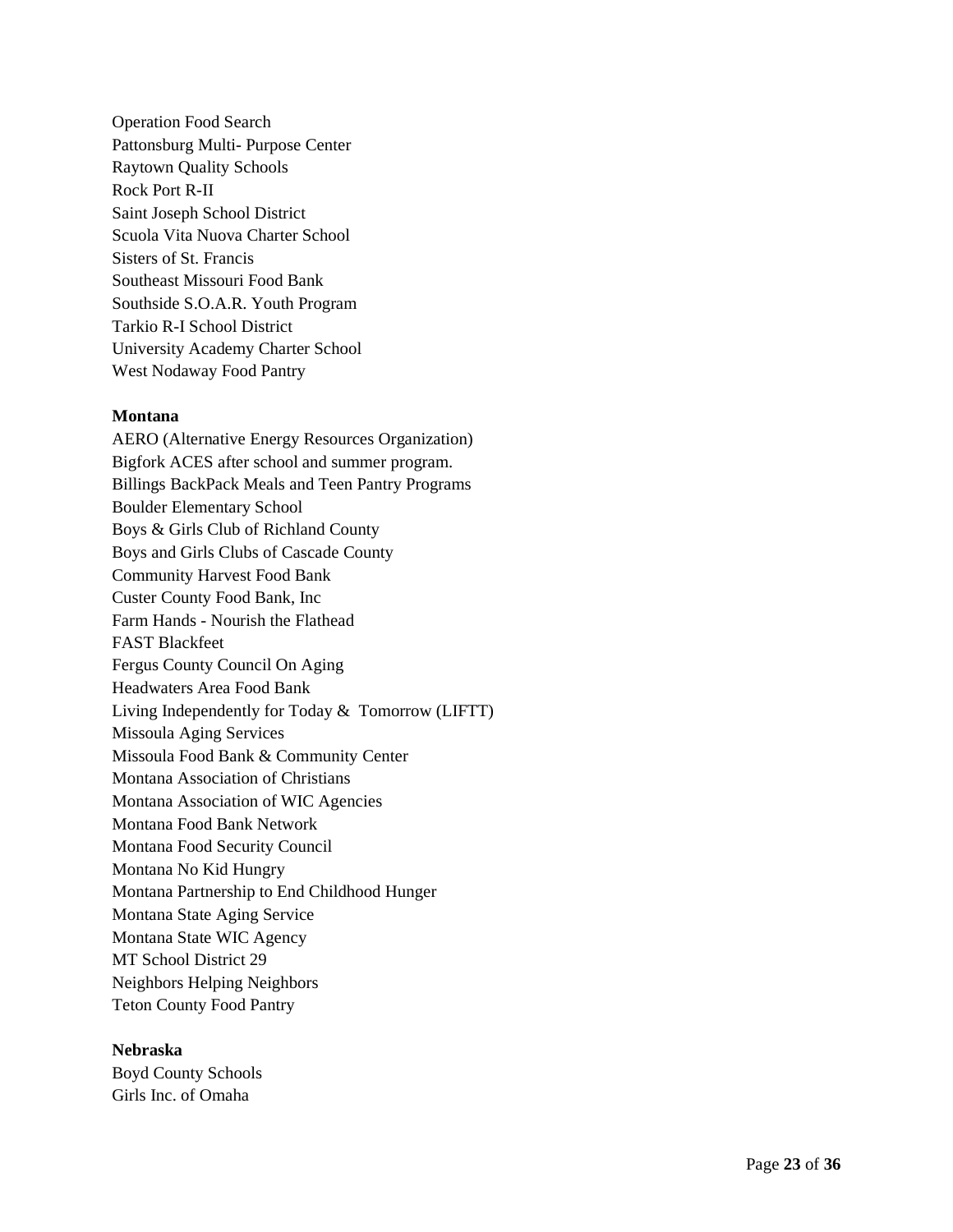Operation Food Search
Pattonsburg Multi- Purpose Center
Raytown Quality Schools
Rock Port R-II
Saint Joseph School District
Scuola Vita Nuova Charter School
Sisters of St. Francis
Southeast Missouri Food Bank
Southside S.O.A.R. Youth Program
Tarkio R-I School District
University Academy Charter School
West Nodaway Food Pantry

**Montana**

AERO (Alternative Energy Resources Organization)
Bigfork ACES after school and summer program.
Billings BackPack Meals and Teen Pantry Programs
Boulder Elementary School
Boys & Girls Club of Richland County
Boys and Girls Clubs of Cascade County
Community Harvest Food Bank
Custer County Food Bank, Inc
Farm Hands - Nourish the Flathead
FAST Blackfeet
Fergus County Council On Aging
Headwaters Area Food Bank
Living Independently for Today & Tomorrow (LIFTT)
Missoula Aging Services
Missoula Food Bank & Community Center
Montana Association of Christians
Montana Association of WIC Agencies
Montana Food Bank Network
Montana Food Security Council
Montana No Kid Hungry
Montana Partnership to End Childhood Hunger
Montana State Aging Service
Montana State WIC Agency
MT School District 29
Neighbors Helping Neighbors
Teton County Food Pantry

**Nebraska**

Boyd County Schools
Girls Inc. of Omaha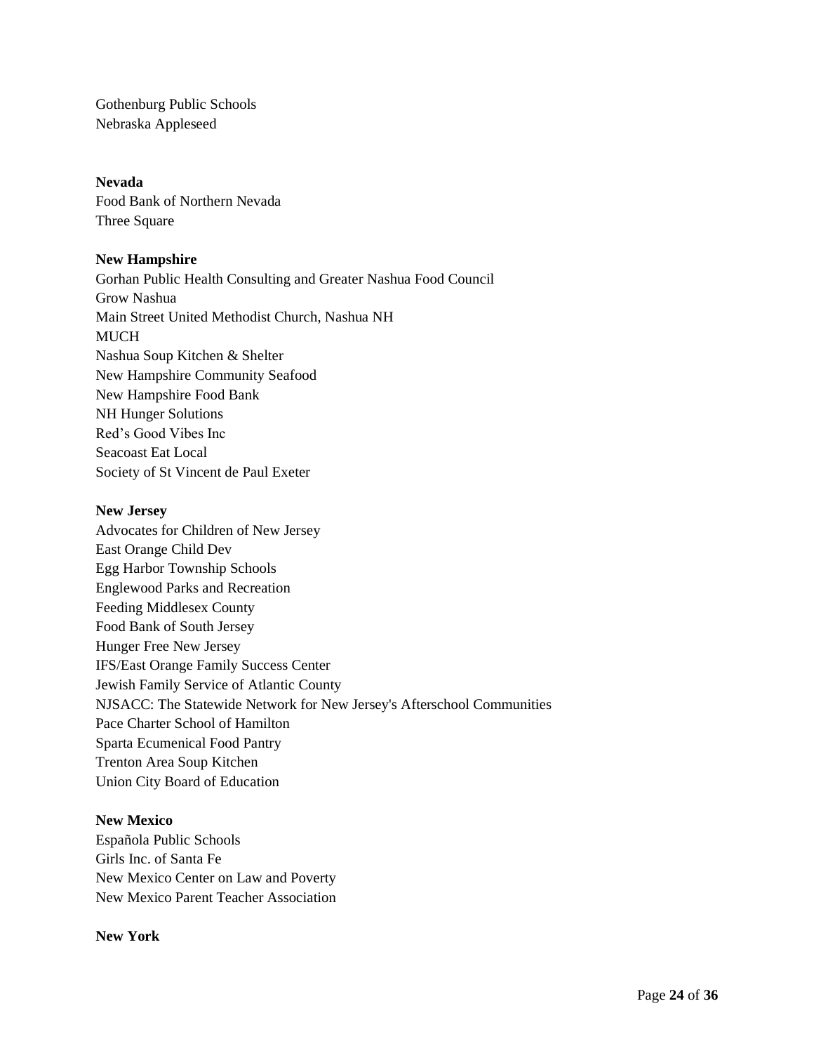Gothenburg Public Schools
Nebraska Appleseed

**Nevada**
Food Bank of Northern Nevada
Three Square

**New Hampshire**
Gorhan Public Health Consulting and Greater Nashua Food Council
Grow Nashua
Main Street United Methodist Church, Nashua NH
MUCH
Nashua Soup Kitchen & Shelter
New Hampshire Community Seafood
New Hampshire Food Bank
NH Hunger Solutions
Red's Good Vibes Inc
Seacoast Eat Local
Society of St Vincent de Paul Exeter

**New Jersey**
Advocates for Children of New Jersey
East Orange Child Dev
Egg Harbor Township Schools
Englewood Parks and Recreation
Feeding Middlesex County
Food Bank of South Jersey
Hunger Free New Jersey
IFS/East Orange Family Success Center
Jewish Family Service of Atlantic County
NJSACC: The Statewide Network for New Jersey's Afterschool Communities
Pace Charter School of Hamilton
Sparta Ecumenical Food Pantry
Trenton Area Soup Kitchen
Union City Board of Education

**New Mexico**
Española Public Schools
Girls Inc. of Santa Fe
New Mexico Center on Law and Poverty
New Mexico Parent Teacher Association

**New York**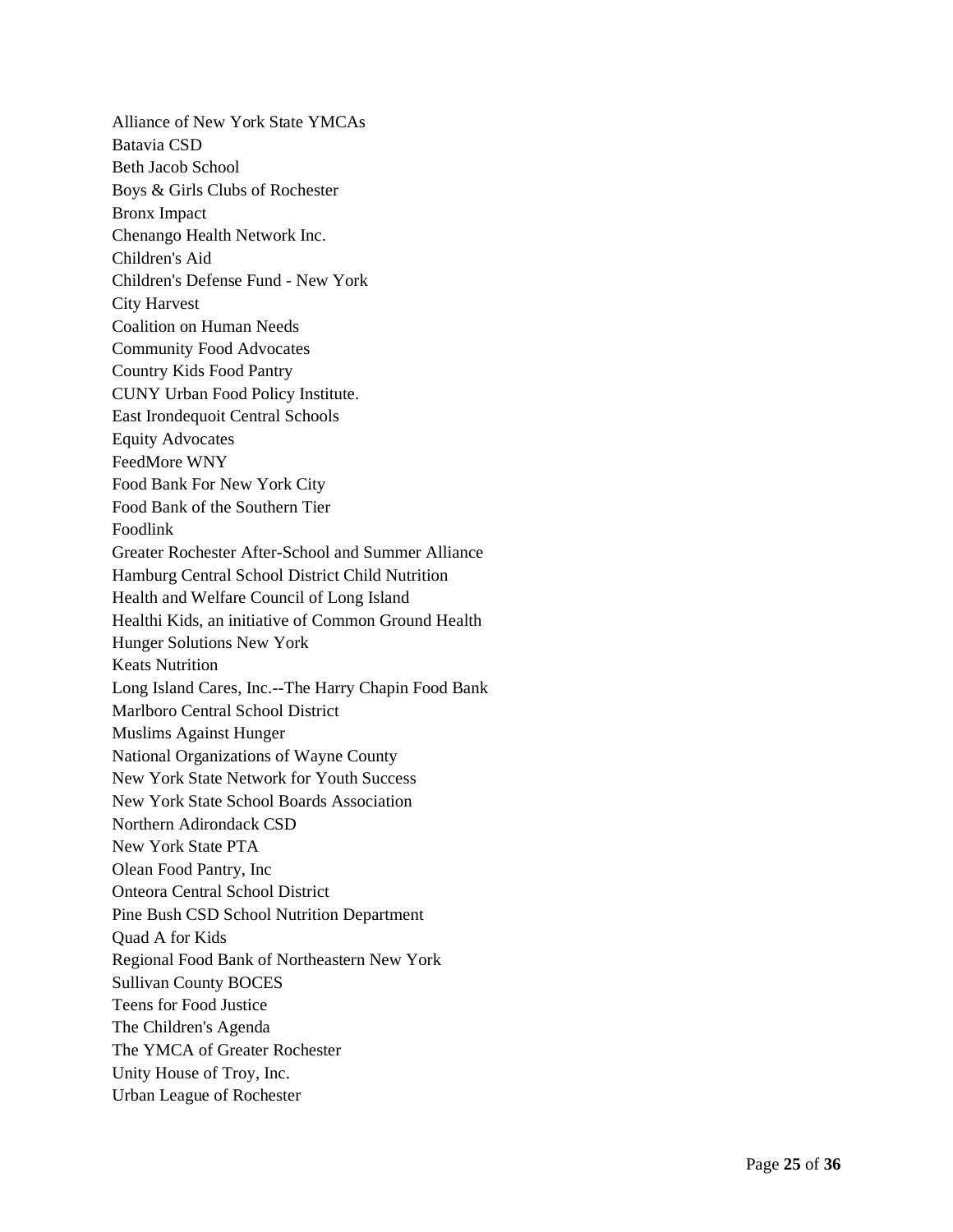Alliance of New York State YMCAs
Batavia CSD
Beth Jacob School
Boys & Girls Clubs of Rochester
Bronx Impact
Chenango Health Network Inc.
Children's Aid
Children's Defense Fund - New York
City Harvest
Coalition on Human Needs
Community Food Advocates
Country Kids Food Pantry
CUNY Urban Food Policy Institute.
East Irondequoit Central Schools
Equity Advocates
FeedMore WNY
Food Bank For New York City
Food Bank of the Southern Tier
Foodlink
Greater Rochester After-School and Summer Alliance
Hamburg Central School District Child Nutrition
Health and Welfare Council of Long Island
Healthi Kids, an initiative of Common Ground Health
Hunger Solutions New York
Keats Nutrition
Long Island Cares, Inc.--The Harry Chapin Food Bank
Marlboro Central School District
Muslims Against Hunger
National Organizations of Wayne County
New York State Network for Youth Success
New York State School Boards Association
Northern Adirondack CSD
New York State PTA
Olean Food Pantry, Inc
Onteora Central School District
Pine Bush CSD School Nutrition Department
Quad A for Kids
Regional Food Bank of Northeastern New York
Sullivan County BOCES
Teens for Food Justice
The Children's Agenda
The YMCA of Greater Rochester
Unity House of Troy, Inc.
Urban League of Rochester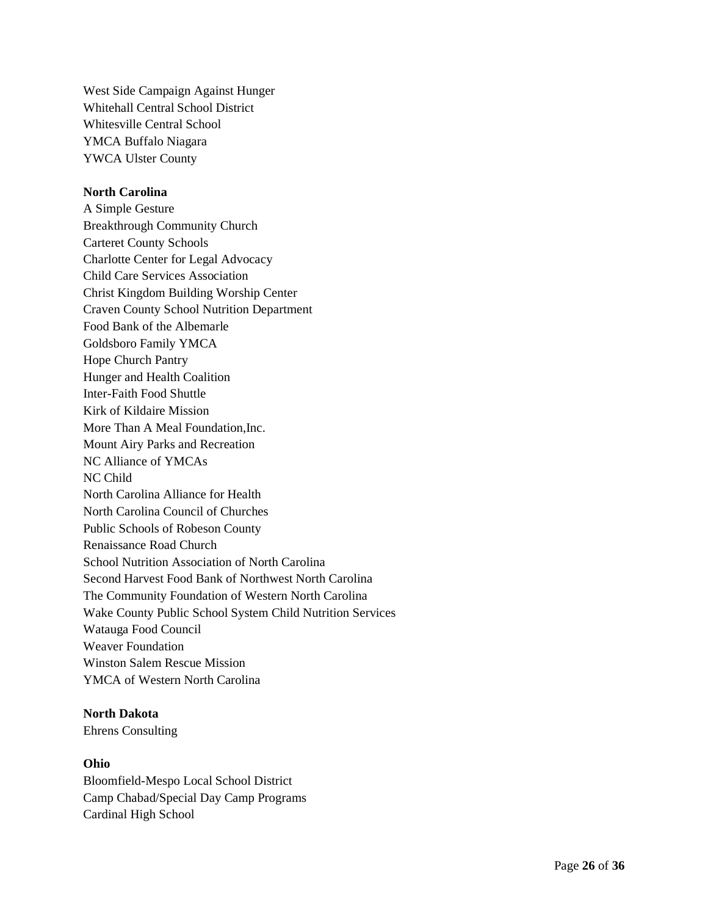West Side Campaign Against Hunger
Whitehall Central School District
Whitesville Central School
YMCA Buffalo Niagara
YWCA Ulster County

**North Carolina**
A Simple Gesture
Breakthrough Community Church
Carteret County Schools
Charlotte Center for Legal Advocacy
Child Care Services Association
Christ Kingdom Building Worship Center
Craven County School Nutrition Department
Food Bank of the Albemarle
Goldsboro Family YMCA
Hope Church Pantry
Hunger and Health Coalition
Inter-Faith Food Shuttle
Kirk of Kildaire Mission
More Than A Meal Foundation,Inc.
Mount Airy Parks and Recreation
NC Alliance of YMCAs
NC Child
North Carolina Alliance for Health
North Carolina Council of Churches
Public Schools of Robeson County
Renaissance Road Church
School Nutrition Association of North Carolina
Second Harvest Food Bank of Northwest North Carolina
The Community Foundation of Western North Carolina
Wake County Public School System Child Nutrition Services
Watauga Food Council
Weaver Foundation
Winston Salem Rescue Mission
YMCA of Western North Carolina

**North Dakota**
Ehrens Consulting

**Ohio**
Bloomfield-Mespo Local School District
Camp Chabad/Special Day Camp Programs
Cardinal High School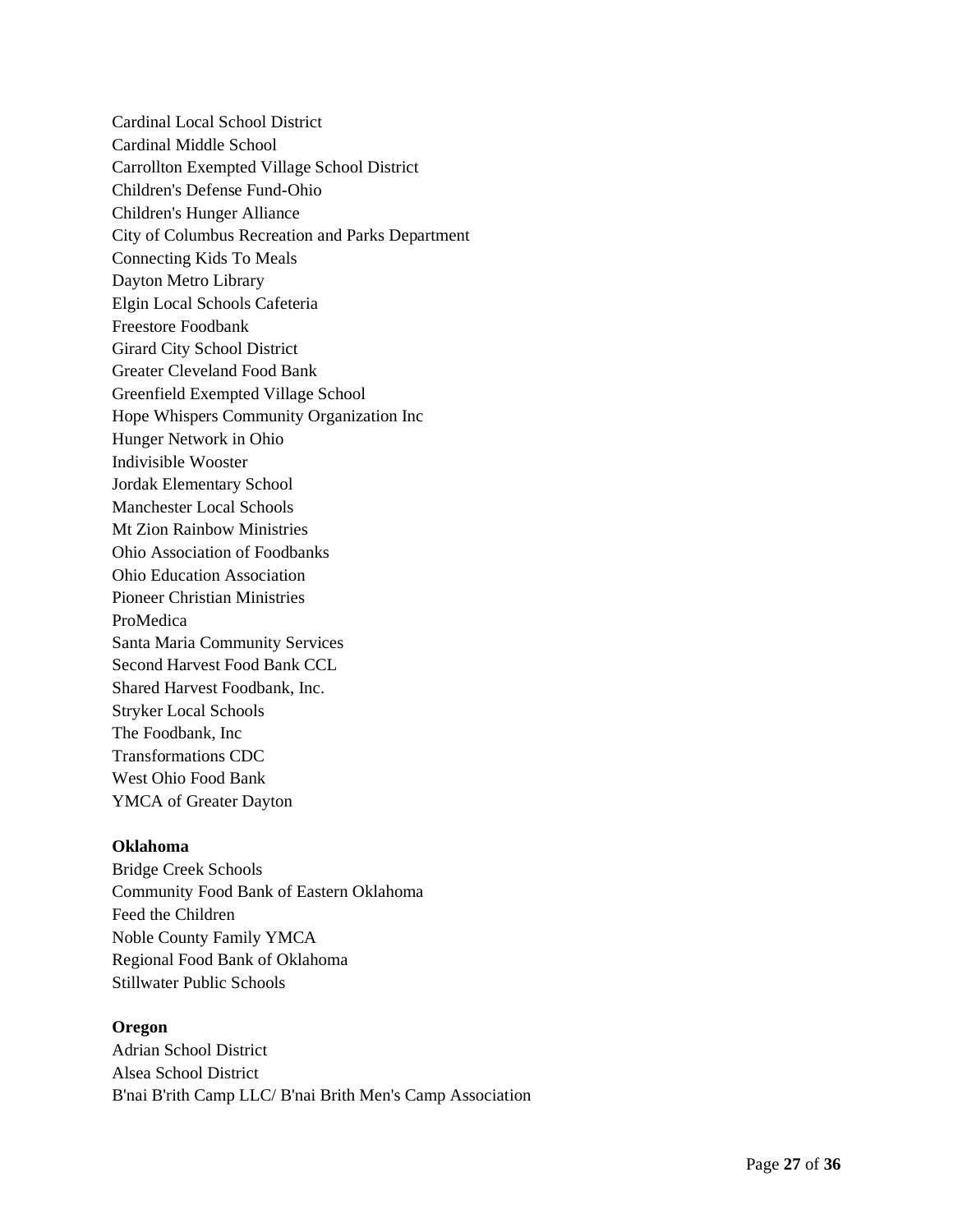Cardinal Local School District
Cardinal Middle School
Carrollton Exempted Village School District
Children's Defense Fund-Ohio
Children's Hunger Alliance
City of Columbus Recreation and Parks Department
Connecting Kids To Meals
Dayton Metro Library
Elgin Local Schools Cafeteria
Freestore Foodbank
Girard City School District
Greater Cleveland Food Bank
Greenfield Exempted Village School
Hope Whispers Community Organization Inc
Hunger Network in Ohio
Indivisible Wooster
Jordak Elementary School
Manchester Local Schools
Mt Zion Rainbow Ministries
Ohio Association of Foodbanks
Ohio Education Association
Pioneer Christian Ministries
ProMedica
Santa Maria Community Services
Second Harvest Food Bank CCL
Shared Harvest Foodbank, Inc.
Stryker Local Schools
The Foodbank, Inc
Transformations CDC
West Ohio Food Bank
YMCA of Greater Dayton

**Oklahoma**

Bridge Creek Schools
Community Food Bank of Eastern Oklahoma
Feed the Children
Noble County Family YMCA
Regional Food Bank of Oklahoma
Stillwater Public Schools

**Oregon**

Adrian School District
Alsea School District
B'nai B'rith Camp LLC/ B'nai Brith Men's Camp Association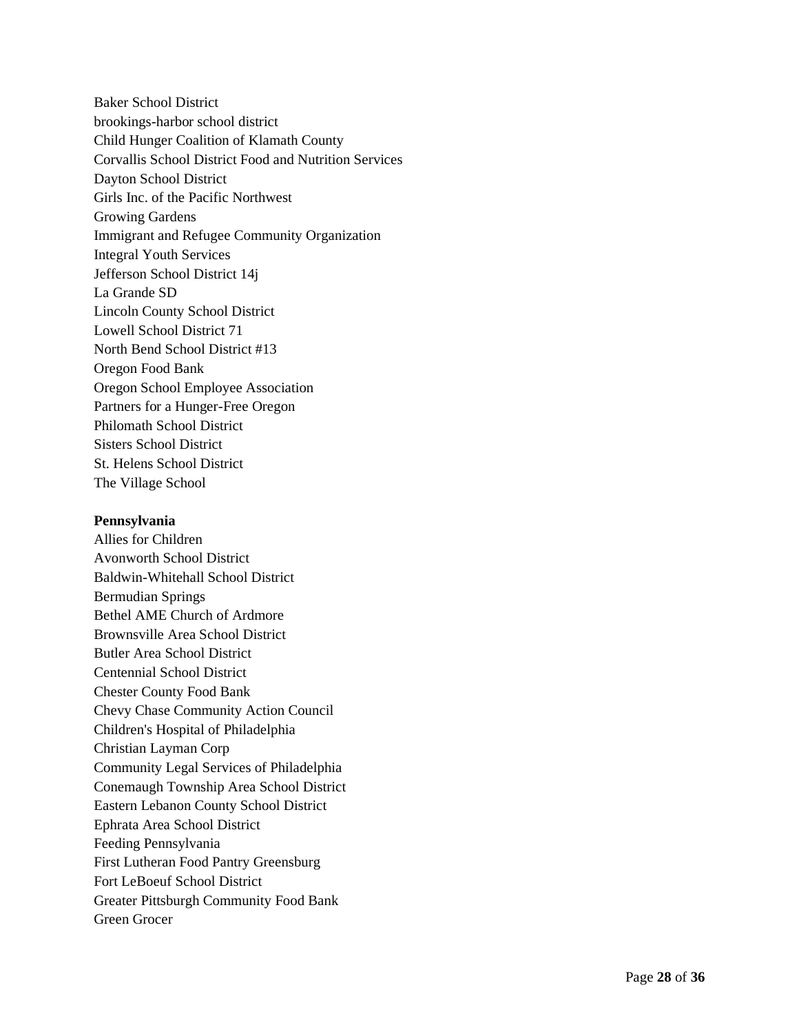Baker School District  
brookings-harbor school district  
Child Hunger Coalition of Klamath County  
Corvallis School District Food and Nutrition Services  
Dayton School District  
Girls Inc. of the Pacific Northwest  
Growing Gardens  
Immigrant and Refugee Community Organization  
Integral Youth Services  
Jefferson School District 14j  
La Grande SD  
Lincoln County School District  
Lowell School District 71  
North Bend School District #13  
Oregon Food Bank  
Oregon School Employee Association  
Partners for a Hunger-Free Oregon  
Philomath School District  
Sisters School District  
St. Helens School District  
The Village School

**Pennsylvania**  
Allies for Children  
Avonworth School District  
Baldwin-Whitehall School District  
Bermudian Springs  
Bethel AME Church of Ardmore  
Brownsville Area School District  
Butler Area School District  
Centennial School District  
Chester County Food Bank  
Chevy Chase Community Action Council  
Children's Hospital of Philadelphia  
Christian Layman Corp  
Community Legal Services of Philadelphia  
Conemaugh Township Area School District  
Eastern Lebanon County School District  
Ephrata Area School District  
Feeding Pennsylvania  
First Lutheran Food Pantry Greensburg  
Fort LeBoeuf School District  
Greater Pittsburgh Community Food Bank  
Green Grocer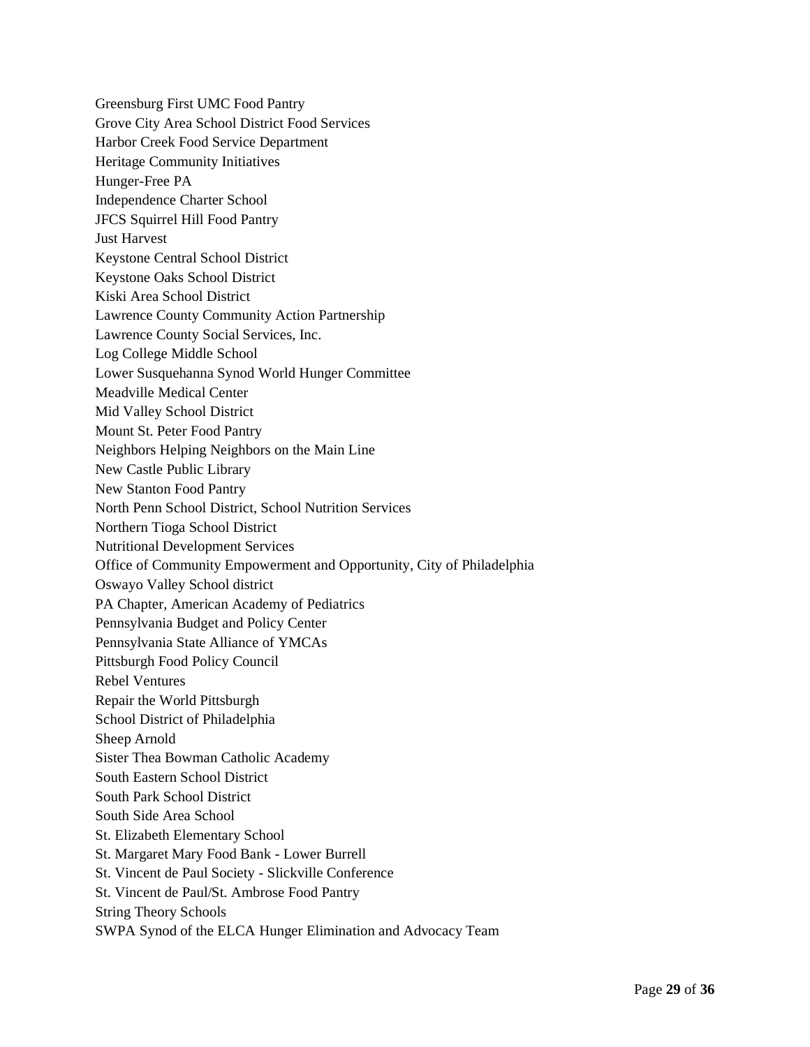Greensburg First UMC Food Pantry
Grove City Area School District Food Services
Harbor Creek Food Service Department
Heritage Community Initiatives
Hunger-Free PA
Independence Charter School
JFCS Squirrel Hill Food Pantry
Just Harvest
Keystone Central School District
Keystone Oaks School District
Kiski Area School District
Lawrence County Community Action Partnership
Lawrence County Social Services, Inc.
Log College Middle School
Lower Susquehanna Synod World Hunger Committee
Meadville Medical Center
Mid Valley School District
Mount St. Peter Food Pantry
Neighbors Helping Neighbors on the Main Line
New Castle Public Library
New Stanton Food Pantry
North Penn School District, School Nutrition Services
Northern Tioga School District
Nutritional Development Services
Office of Community Empowerment and Opportunity, City of Philadelphia
Oswayo Valley School district
PA Chapter, American Academy of Pediatrics
Pennsylvania Budget and Policy Center
Pennsylvania State Alliance of YMCAs
Pittsburgh Food Policy Council
Rebel Ventures
Repair the World Pittsburgh
School District of Philadelphia
Sheep Arnold
Sister Thea Bowman Catholic Academy
South Eastern School District
South Park School District
South Side Area School
St. Elizabeth Elementary School
St. Margaret Mary Food Bank - Lower Burrell
St. Vincent de Paul Society - Slickville Conference
St. Vincent de Paul/St. Ambrose Food Pantry
String Theory Schools
SWPA Synod of the ELCA Hunger Elimination and Advocacy Team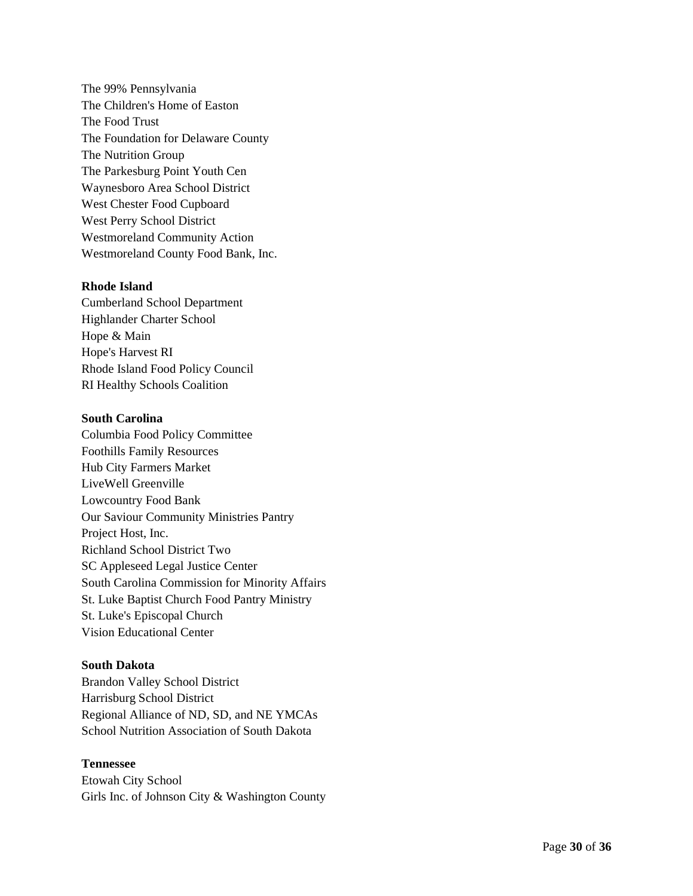The 99% Pennsylvania
The Children's Home of Easton
The Food Trust
The Foundation for Delaware County
The Nutrition Group
The Parkesburg Point Youth Cen
Waynesboro Area School District
West Chester Food Cupboard
West Perry School District
Westmoreland Community Action
Westmoreland County Food Bank, Inc.

**Rhode Island**
Cumberland School Department
Highlander Charter School
Hope & Main
Hope's Harvest RI
Rhode Island Food Policy Council
RI Healthy Schools Coalition

**South Carolina**
Columbia Food Policy Committee
Foothills Family Resources
Hub City Farmers Market
LiveWell Greenville
Lowcountry Food Bank
Our Saviour Community Ministries Pantry
Project Host, Inc.
Richland School District Two
SC Appleseed Legal Justice Center
South Carolina Commission for Minority Affairs
St. Luke Baptist Church Food Pantry Ministry
St. Luke's Episcopal Church
Vision Educational Center

**South Dakota**
Brandon Valley School District
Harrisburg School District
Regional Alliance of ND, SD, and NE YMCAs
School Nutrition Association of South Dakota

**Tennessee**
Etowah City School
Girls Inc. of Johnson City & Washington County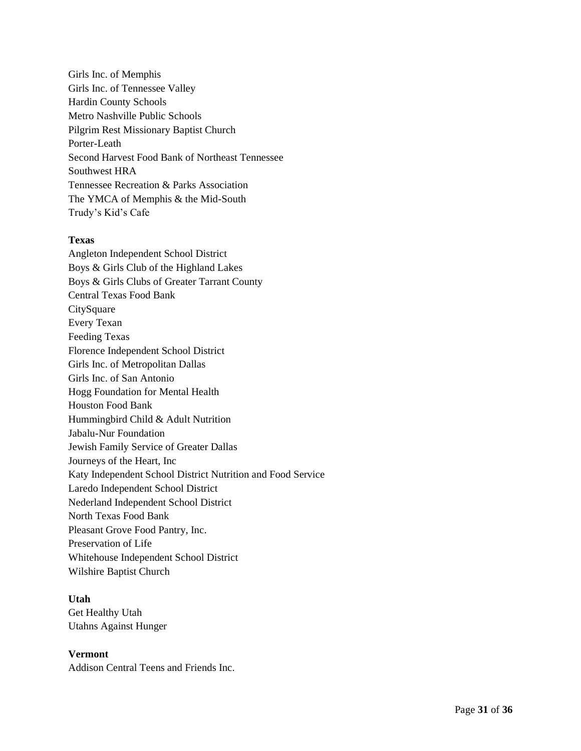Girls Inc. of Memphis
Girls Inc. of Tennessee Valley
Hardin County Schools
Metro Nashville Public Schools
Pilgrim Rest Missionary Baptist Church
Porter-Leath
Second Harvest Food Bank of Northeast Tennessee
Southwest HRA
Tennessee Recreation & Parks Association
The YMCA of Memphis & the Mid-South
Trudy's Kid's Cafe

**Texas**
Angleton Independent School District
Boys & Girls Club of the Highland Lakes
Boys & Girls Clubs of Greater Tarrant County
Central Texas Food Bank
CitySquare
Every Texan
Feeding Texas
Florence Independent School District
Girls Inc. of Metropolitan Dallas
Girls Inc. of San Antonio
Hogg Foundation for Mental Health
Houston Food Bank
Hummingbird Child & Adult Nutrition
Jabalu-Nur Foundation
Jewish Family Service of Greater Dallas
Journeys of the Heart, Inc
Katy Independent School District Nutrition and Food Service
Laredo Independent School District
Nederland Independent School District
North Texas Food Bank
Pleasant Grove Food Pantry, Inc.
Preservation of Life
Whitehouse Independent School District
Wilshire Baptist Church

**Utah**
Get Healthy Utah
Utahns Against Hunger

**Vermont**
Addison Central Teens and Friends Inc.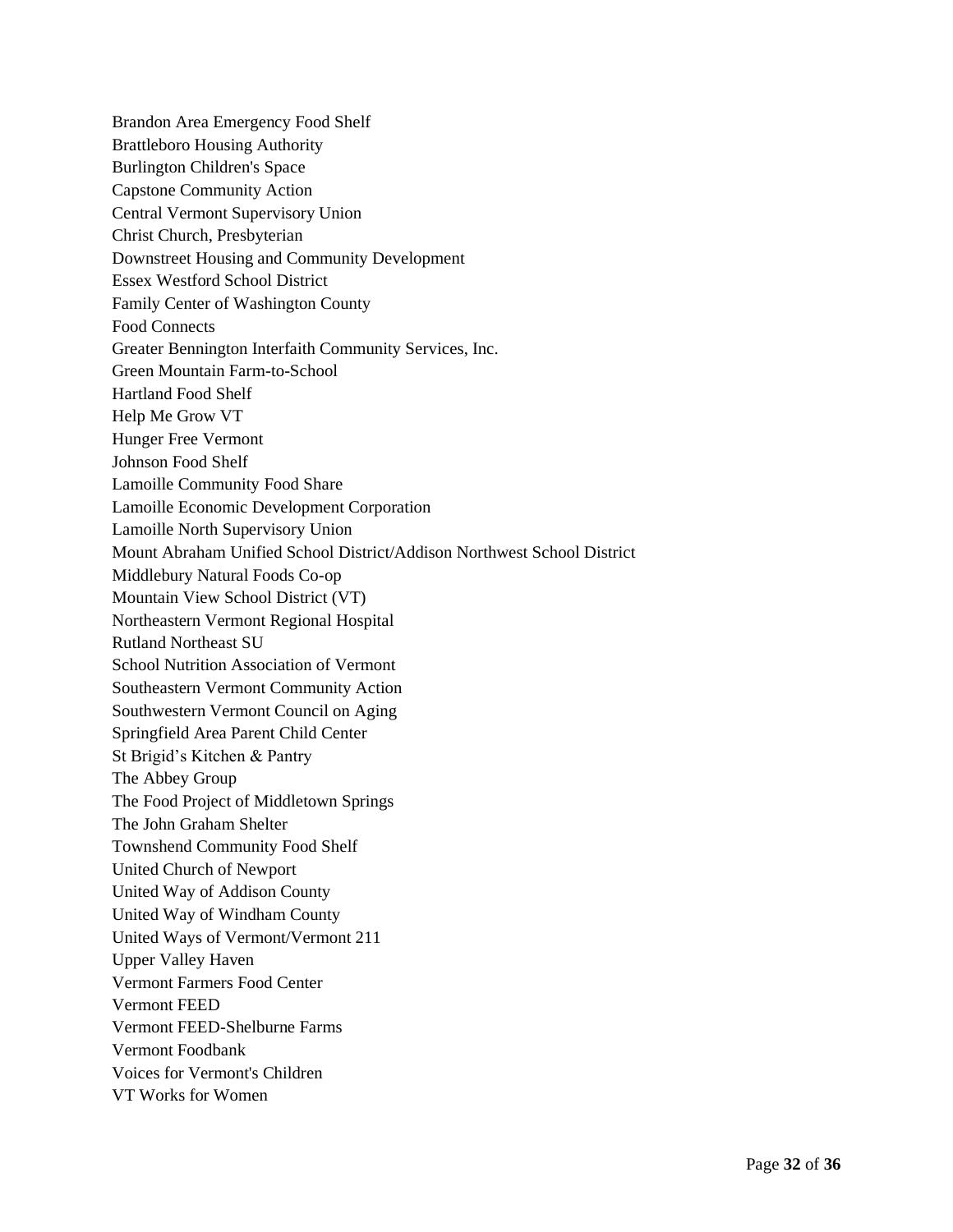Brandon Area Emergency Food Shelf
Brattleboro Housing Authority
Burlington Children's Space
Capstone Community Action
Central Vermont Supervisory Union
Christ Church, Presbyterian
Downstreet Housing and Community Development
Essex Westford School District
Family Center of Washington County
Food Connects
Greater Bennington Interfaith Community Services, Inc.
Green Mountain Farm-to-School
Hartland Food Shelf
Help Me Grow VT
Hunger Free Vermont
Johnson Food Shelf
Lamoille Community Food Share
Lamoille Economic Development Corporation
Lamoille North Supervisory Union
Mount Abraham Unified School District/Addison Northwest School District
Middlebury Natural Foods Co-op
Mountain View School District (VT)
Northeastern Vermont Regional Hospital
Rutland Northeast SU
School Nutrition Association of Vermont
Southeastern Vermont Community Action
Southwestern Vermont Council on Aging
Springfield Area Parent Child Center
St Brigid's Kitchen & Pantry
The Abbey Group
The Food Project of Middletown Springs
The John Graham Shelter
Townshend Community Food Shelf
United Church of Newport
United Way of Addison County
United Way of Windham County
United Ways of Vermont/Vermont 211
Upper Valley Haven
Vermont Farmers Food Center
Vermont FEED
Vermont FEED-Shelburne Farms
Vermont Foodbank
Voices for Vermont's Children
VT Works for Women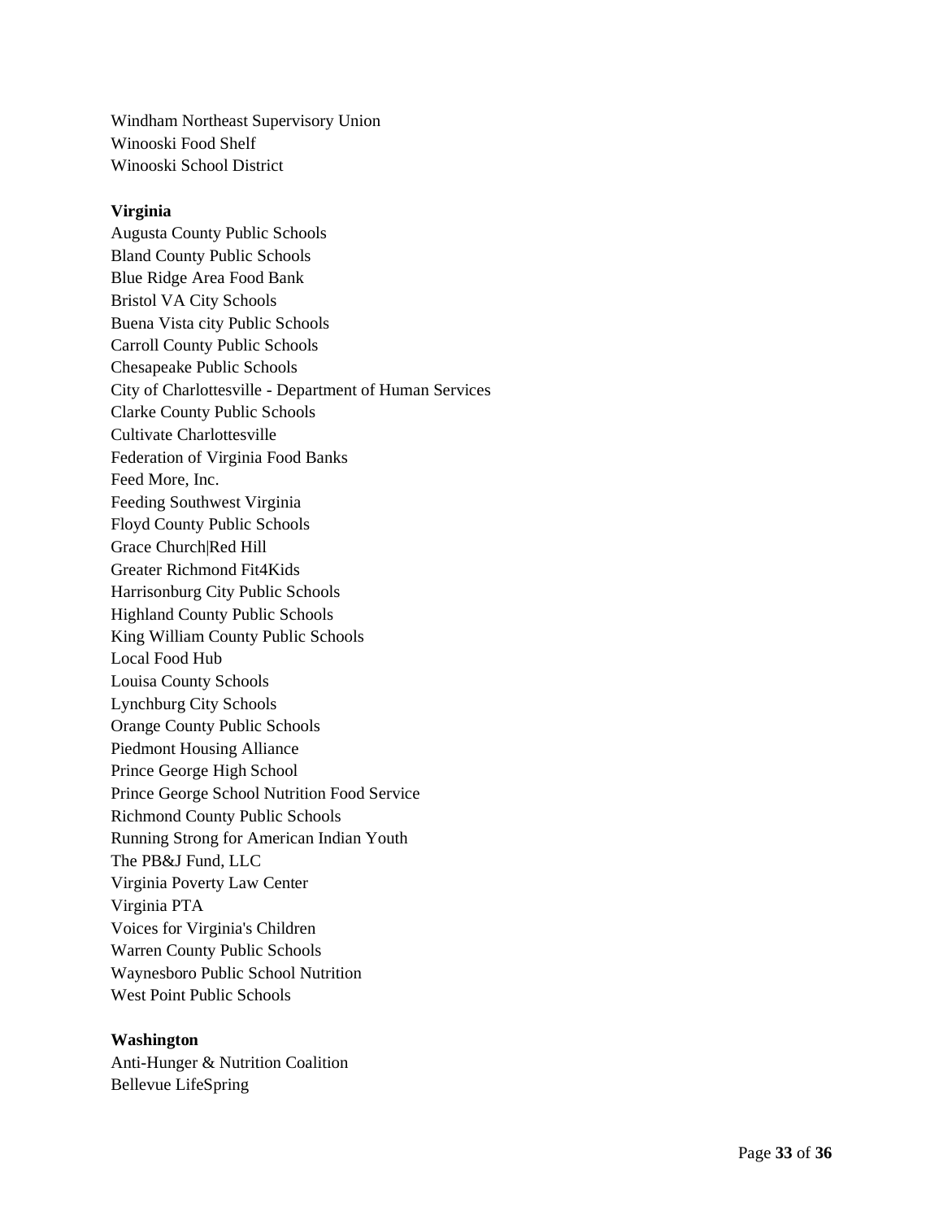Windham Northeast Supervisory Union
Winooski Food Shelf
Winooski School District

**Virginia**

Augusta County Public Schools
Bland County Public Schools
Blue Ridge Area Food Bank
Bristol VA City Schools
Buena Vista city Public Schools
Carroll County Public Schools
Chesapeake Public Schools
City of Charlottesville - Department of Human Services
Clarke County Public Schools
Cultivate Charlottesville
Federation of Virginia Food Banks
Feed More, Inc.
Feeding Southwest Virginia
Floyd County Public Schools
Grace Church|Red Hill
Greater Richmond Fit4Kids
Harrisonburg City Public Schools
Highland County Public Schools
King William County Public Schools
Local Food Hub
Louisa County Schools
Lynchburg City Schools
Orange County Public Schools
Piedmont Housing Alliance
Prince George High School
Prince George School Nutrition Food Service
Richmond County Public Schools
Running Strong for American Indian Youth
The PB&J Fund, LLC
Virginia Poverty Law Center
Virginia PTA
Voices for Virginia's Children
Warren County Public Schools
Waynesboro Public School Nutrition
West Point Public Schools

**Washington**

Anti-Hunger & Nutrition Coalition
Bellevue LifeSpring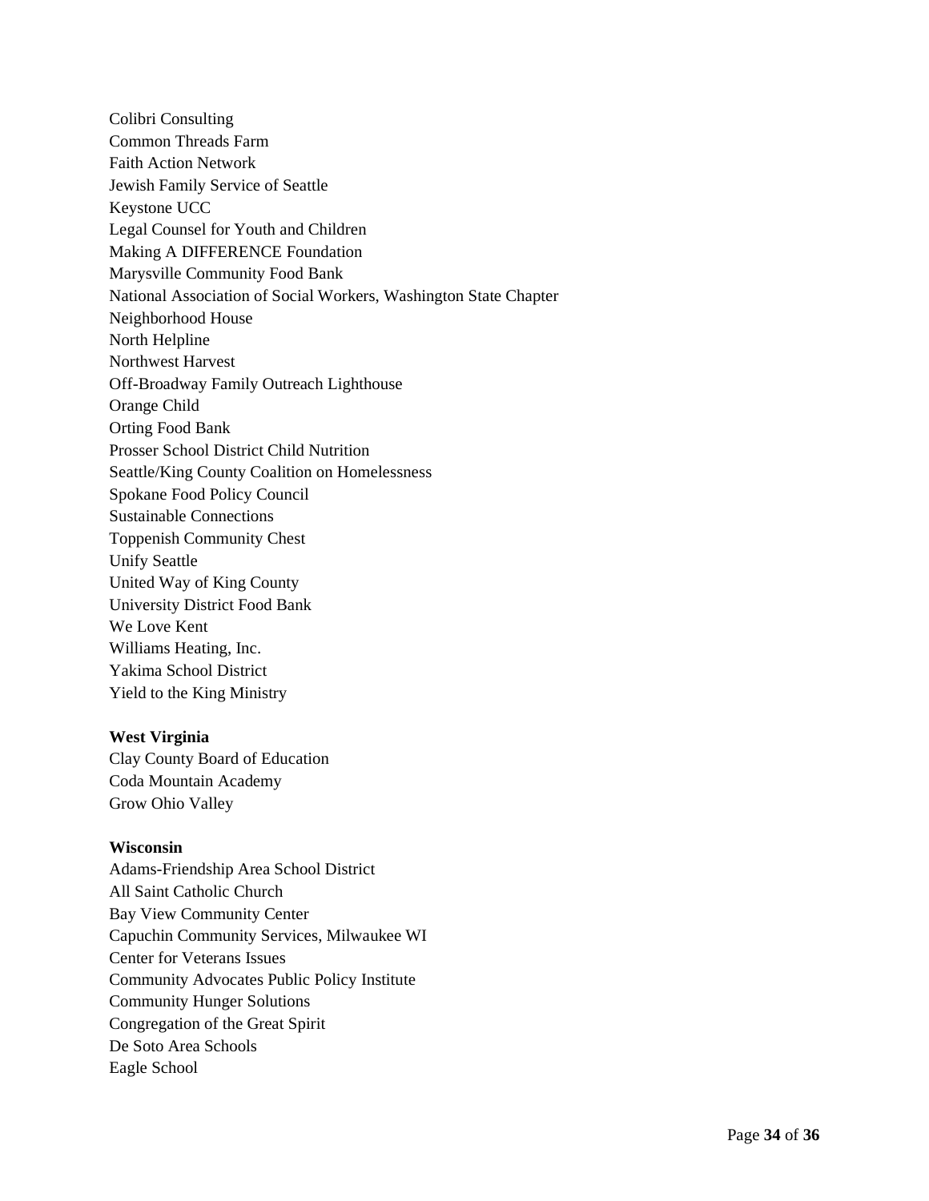Colibri Consulting
Common Threads Farm
Faith Action Network
Jewish Family Service of Seattle
Keystone UCC
Legal Counsel for Youth and Children
Making A DIFFERENCE Foundation
Marysville Community Food Bank
National Association of Social Workers, Washington State Chapter
Neighborhood House
North Helpline
Northwest Harvest
Off-Broadway Family Outreach Lighthouse
Orange Child
Orting Food Bank
Prosser School District Child Nutrition
Seattle/King County Coalition on Homelessness
Spokane Food Policy Council
Sustainable Connections
Toppenish Community Chest
Unify Seattle
United Way of King County
University District Food Bank
We Love Kent
Williams Heating, Inc.
Yakima School District
Yield to the King Ministry

**West Virginia**
Clay County Board of Education
Coda Mountain Academy
Grow Ohio Valley

**Wisconsin**
Adams-Friendship Area School District
All Saint Catholic Church
Bay View Community Center
Capuchin Community Services, Milwaukee WI
Center for Veterans Issues
Community Advocates Public Policy Institute
Community Hunger Solutions
Congregation of the Great Spirit
De Soto Area Schools
Eagle School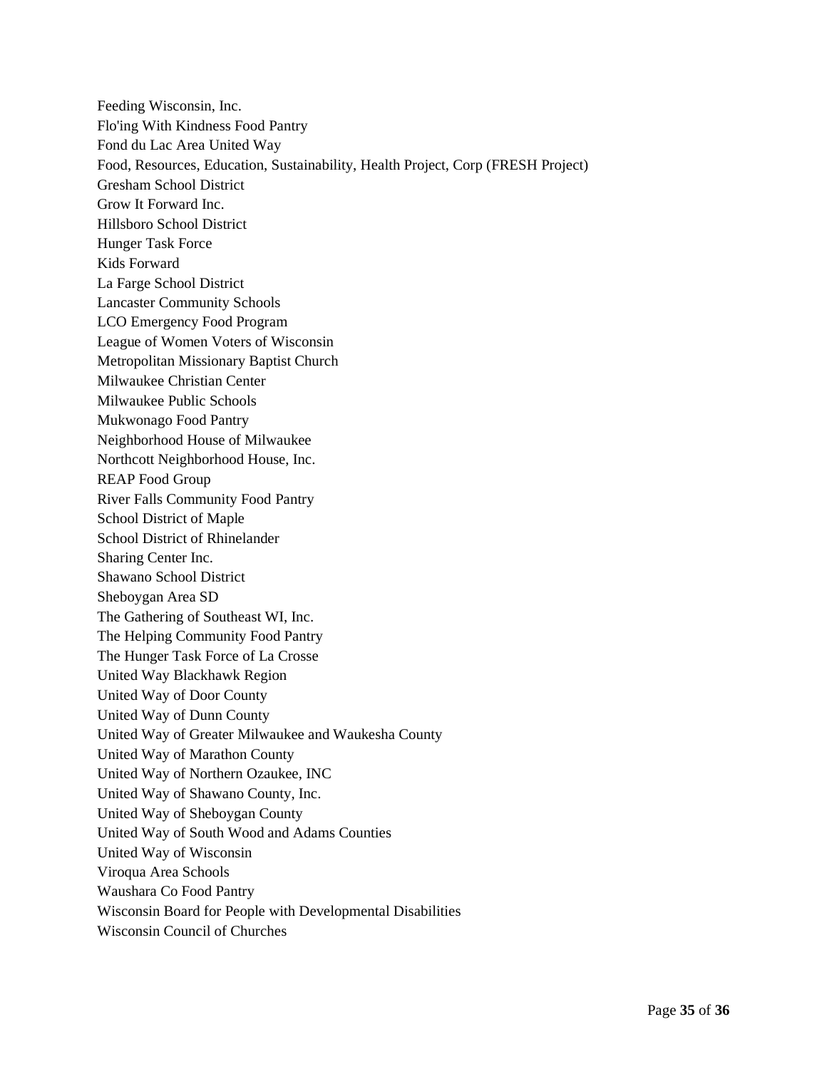Feeding Wisconsin, Inc.
Flo'ing With Kindness Food Pantry
Fond du Lac Area United Way
Food, Resources, Education, Sustainability, Health Project, Corp (FRESH Project)
Gresham School District
Grow It Forward Inc.
Hillsboro School District
Hunger Task Force
Kids Forward
La Farge School District
Lancaster Community Schools
LCO Emergency Food Program
League of Women Voters of Wisconsin
Metropolitan Missionary Baptist Church
Milwaukee Christian Center
Milwaukee Public Schools
Mukwonago Food Pantry
Neighborhood House of Milwaukee
Northcott Neighborhood House, Inc.
REAP Food Group
River Falls Community Food Pantry
School District of Maple
School District of Rhinelander
Sharing Center Inc.
Shawano School District
Sheboygan Area SD
The Gathering of Southeast WI, Inc.
The Helping Community Food Pantry
The Hunger Task Force of La Crosse
United Way Blackhawk Region
United Way of Door County
United Way of Dunn County
United Way of Greater Milwaukee and Waukesha County
United Way of Marathon County
United Way of Northern Ozaukee, INC
United Way of Shawano County, Inc.
United Way of Sheboygan County
United Way of South Wood and Adams Counties
United Way of Wisconsin
Viroqua Area Schools
Waushara Co Food Pantry
Wisconsin Board for People with Developmental Disabilities
Wisconsin Council of Churches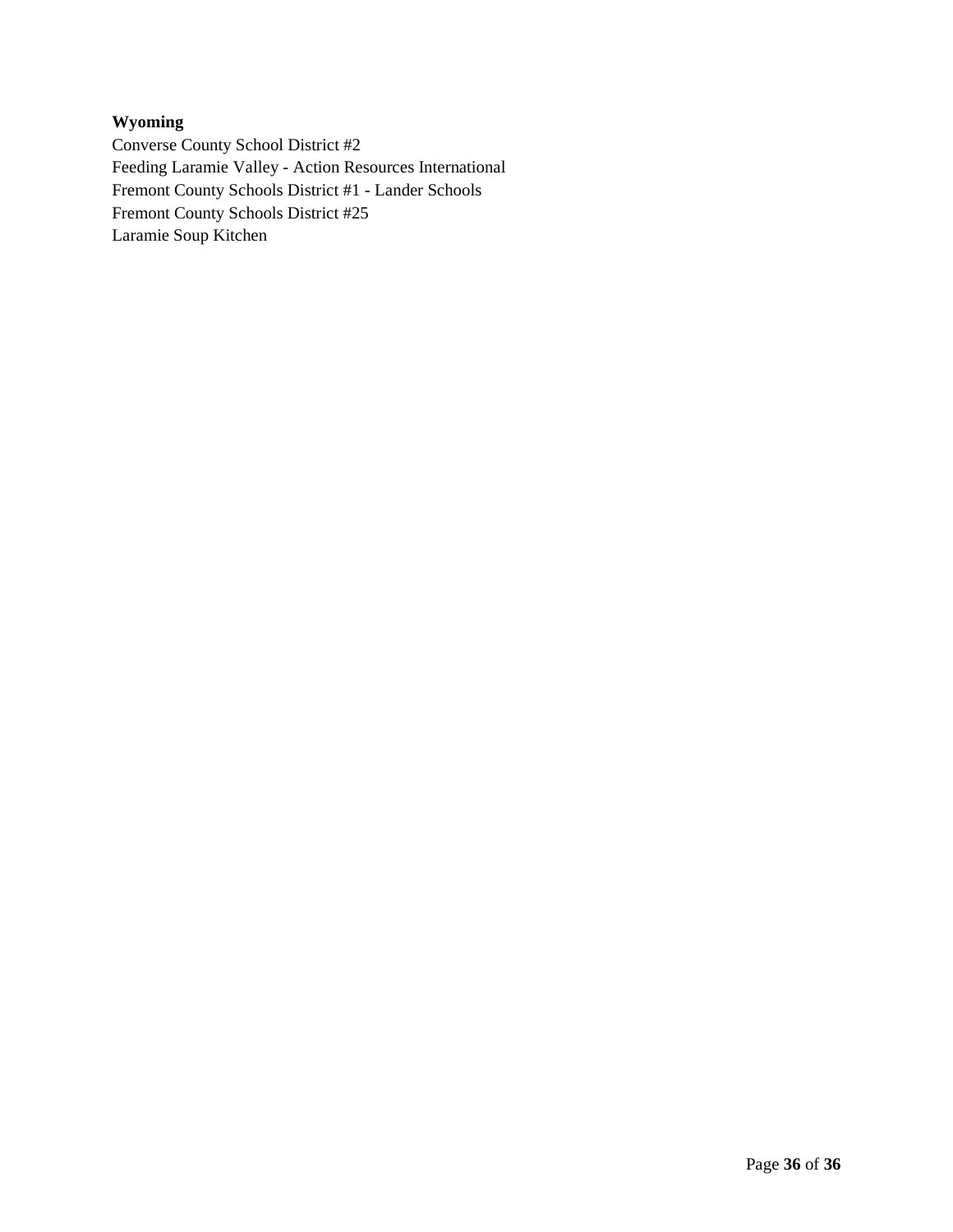**Wyoming**

Converse County School District #2
Feeding Laramie Valley - Action Resources International
Fremont County Schools District #1 - Lander Schools
Fremont County Schools District #25
Laramie Soup Kitchen